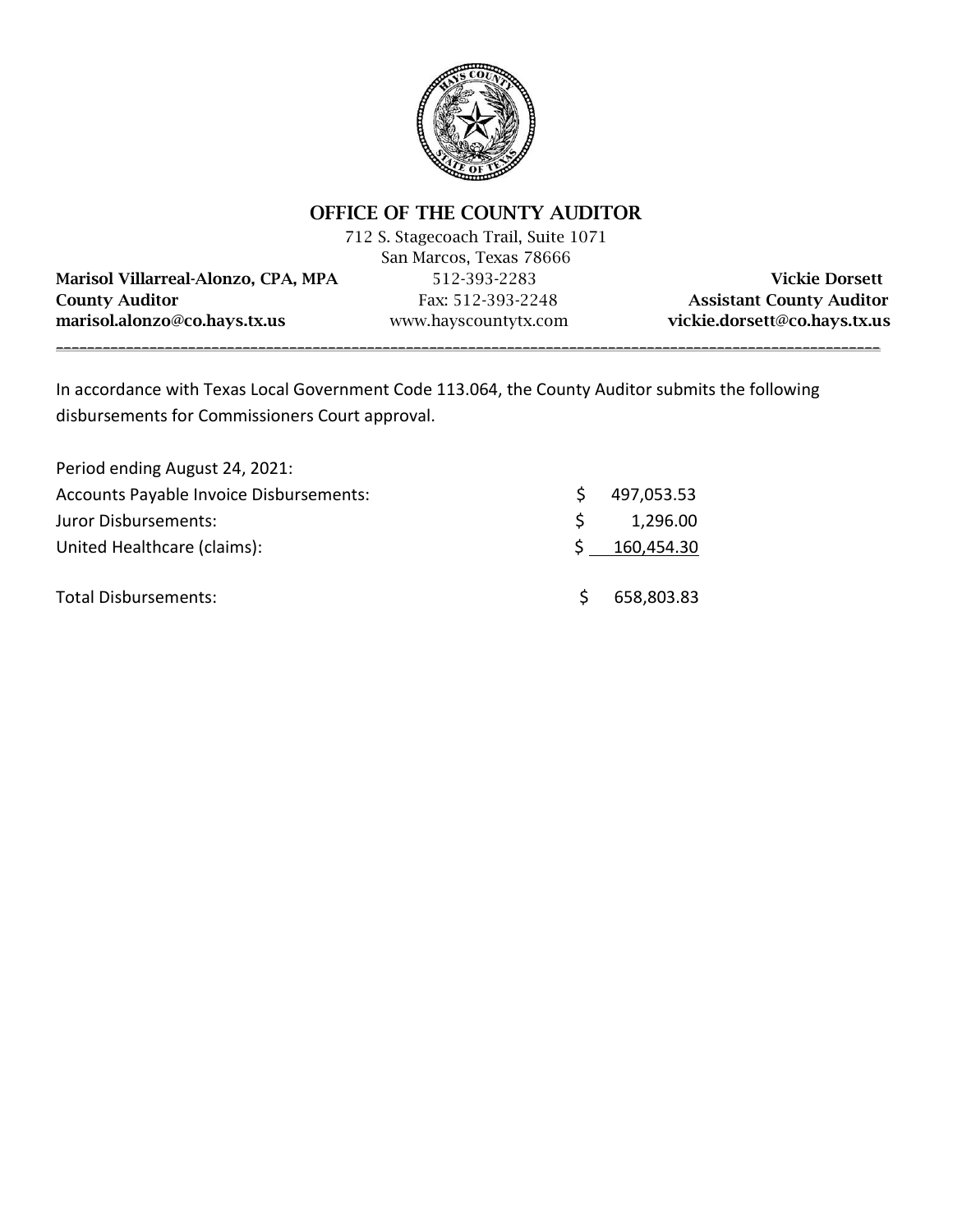# OFFICE OF THE COUNTY AUDITOR

712 S. Stagecoach Trail, Suite 1071
San Marcos, Texas 78666

| | | |
|---|---|---|
| **Marisol Villarreal-Alonzo, CPA, MPA** | 512-393-2283 | **Vickie Dorsett** |
| **County Auditor** | Fax: 512-393-2248 | **Assistant County Auditor** |
| **marisol.alonzo@co.hays.tx.us** | www.hayscountytx.com | **vickie.dorsett@co.hays.tx.us** |

---

In accordance with Texas Local Government Code 113.064, the County Auditor submits the following disbursements for Commissioners Court approval.

| Period ending August 24, 2021: | | |
|---|---|---|
| Accounts Payable Invoice Disbursements: | $ | 497,053.53 |
| Juror Disbursements: | $ | 1,296.00 |
| United Healthcare (claims): | $ | 160,454.30 |
| Total Disbursements: | $ | 658,803.83 |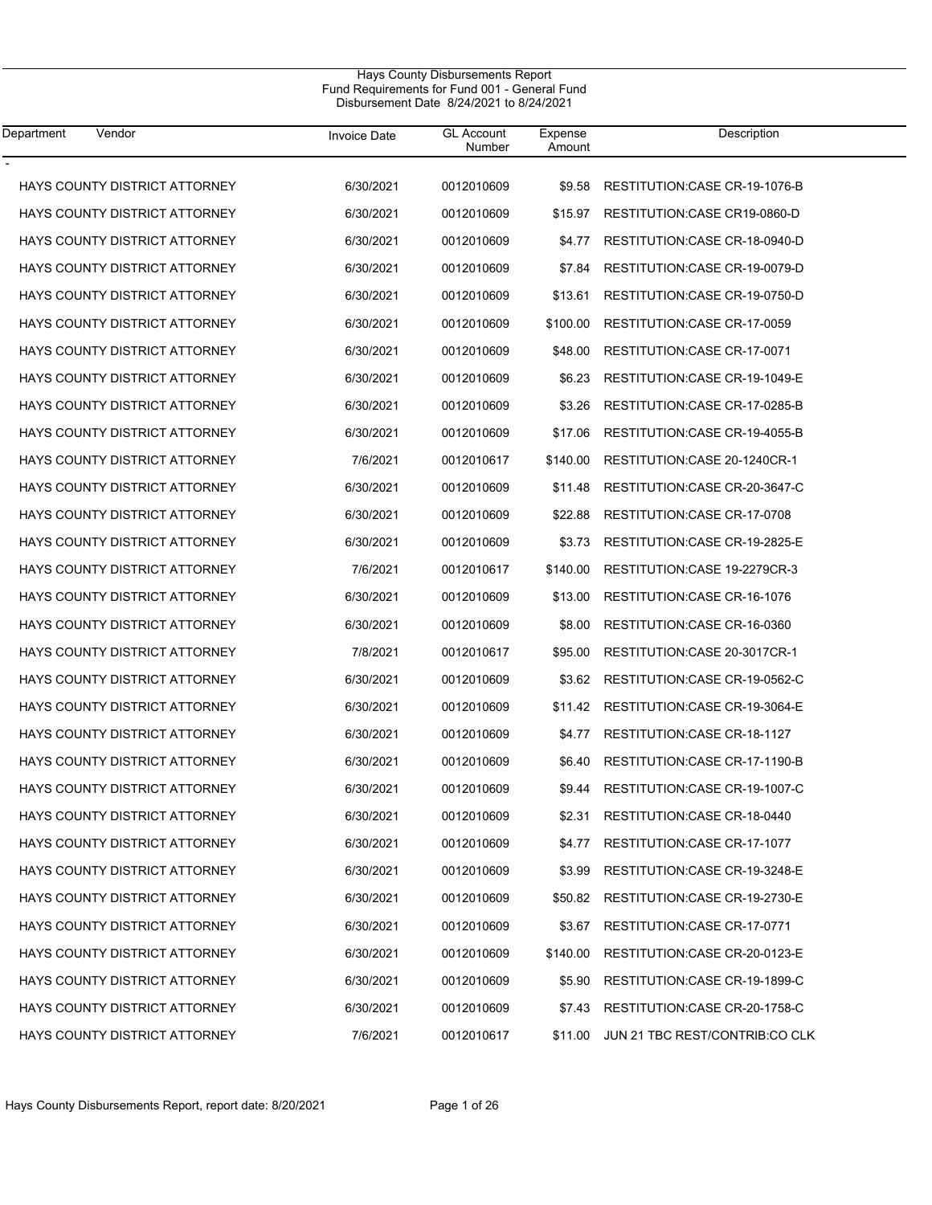# Hays County Disbursements Report
## Fund Requirements for Fund 001 - General Fund
### Disbursement Date 8/24/2021 to 8/24/2021

| Department | Vendor | Invoice Date | GL Account Number | Expense Amount | Description |
|---|---|---|---|---|---|
| - | | | | | |
| | HAYS COUNTY DISTRICT ATTORNEY | 6/30/2021 | 0012010609 | $9.58 | RESTITUTION:CASE CR-19-1076-B |
| | HAYS COUNTY DISTRICT ATTORNEY | 6/30/2021 | 0012010609 | $15.97 | RESTITUTION:CASE CR19-0860-D |
| | HAYS COUNTY DISTRICT ATTORNEY | 6/30/2021 | 0012010609 | $4.77 | RESTITUTION:CASE CR-18-0940-D |
| | HAYS COUNTY DISTRICT ATTORNEY | 6/30/2021 | 0012010609 | $7.84 | RESTITUTION:CASE CR-19-0079-D |
| | HAYS COUNTY DISTRICT ATTORNEY | 6/30/2021 | 0012010609 | $13.61 | RESTITUTION:CASE CR-19-0750-D |
| | HAYS COUNTY DISTRICT ATTORNEY | 6/30/2021 | 0012010609 | $100.00 | RESTITUTION:CASE CR-17-0059 |
| | HAYS COUNTY DISTRICT ATTORNEY | 6/30/2021 | 0012010609 | $48.00 | RESTITUTION:CASE CR-17-0071 |
| | HAYS COUNTY DISTRICT ATTORNEY | 6/30/2021 | 0012010609 | $6.23 | RESTITUTION:CASE CR-19-1049-E |
| | HAYS COUNTY DISTRICT ATTORNEY | 6/30/2021 | 0012010609 | $3.26 | RESTITUTION:CASE CR-17-0285-B |
| | HAYS COUNTY DISTRICT ATTORNEY | 6/30/2021 | 0012010609 | $17.06 | RESTITUTION:CASE CR-19-4055-B |
| | HAYS COUNTY DISTRICT ATTORNEY | 7/6/2021 | 0012010617 | $140.00 | RESTITUTION:CASE 20-1240CR-1 |
| | HAYS COUNTY DISTRICT ATTORNEY | 6/30/2021 | 0012010609 | $11.48 | RESTITUTION:CASE CR-20-3647-C |
| | HAYS COUNTY DISTRICT ATTORNEY | 6/30/2021 | 0012010609 | $22.88 | RESTITUTION:CASE CR-17-0708 |
| | HAYS COUNTY DISTRICT ATTORNEY | 6/30/2021 | 0012010609 | $3.73 | RESTITUTION:CASE CR-19-2825-E |
| | HAYS COUNTY DISTRICT ATTORNEY | 7/6/2021 | 0012010617 | $140.00 | RESTITUTION:CASE 19-2279CR-3 |
| | HAYS COUNTY DISTRICT ATTORNEY | 6/30/2021 | 0012010609 | $13.00 | RESTITUTION:CASE CR-16-1076 |
| | HAYS COUNTY DISTRICT ATTORNEY | 6/30/2021 | 0012010609 | $8.00 | RESTITUTION:CASE CR-16-0360 |
| | HAYS COUNTY DISTRICT ATTORNEY | 7/8/2021 | 0012010617 | $95.00 | RESTITUTION:CASE 20-3017CR-1 |
| | HAYS COUNTY DISTRICT ATTORNEY | 6/30/2021 | 0012010609 | $3.62 | RESTITUTION:CASE CR-19-0562-C |
| | HAYS COUNTY DISTRICT ATTORNEY | 6/30/2021 | 0012010609 | $11.42 | RESTITUTION:CASE CR-19-3064-E |
| | HAYS COUNTY DISTRICT ATTORNEY | 6/30/2021 | 0012010609 | $4.77 | RESTITUTION:CASE CR-18-1127 |
| | HAYS COUNTY DISTRICT ATTORNEY | 6/30/2021 | 0012010609 | $6.40 | RESTITUTION:CASE CR-17-1190-B |
| | HAYS COUNTY DISTRICT ATTORNEY | 6/30/2021 | 0012010609 | $9.44 | RESTITUTION:CASE CR-19-1007-C |
| | HAYS COUNTY DISTRICT ATTORNEY | 6/30/2021 | 0012010609 | $2.31 | RESTITUTION:CASE CR-18-0440 |
| | HAYS COUNTY DISTRICT ATTORNEY | 6/30/2021 | 0012010609 | $4.77 | RESTITUTION:CASE CR-17-1077 |
| | HAYS COUNTY DISTRICT ATTORNEY | 6/30/2021 | 0012010609 | $3.99 | RESTITUTION:CASE CR-19-3248-E |
| | HAYS COUNTY DISTRICT ATTORNEY | 6/30/2021 | 0012010609 | $50.82 | RESTITUTION:CASE CR-19-2730-E |
| | HAYS COUNTY DISTRICT ATTORNEY | 6/30/2021 | 0012010609 | $3.67 | RESTITUTION:CASE CR-17-0771 |
| | HAYS COUNTY DISTRICT ATTORNEY | 6/30/2021 | 0012010609 | $140.00 | RESTITUTION:CASE CR-20-0123-E |
| | HAYS COUNTY DISTRICT ATTORNEY | 6/30/2021 | 0012010609 | $5.90 | RESTITUTION:CASE CR-19-1899-C |
| | HAYS COUNTY DISTRICT ATTORNEY | 6/30/2021 | 0012010609 | $7.43 | RESTITUTION:CASE CR-20-1758-C |
| | HAYS COUNTY DISTRICT ATTORNEY | 7/6/2021 | 0012010617 | $11.00 | JUN 21 TBC REST/CONTRIB:CO CLK |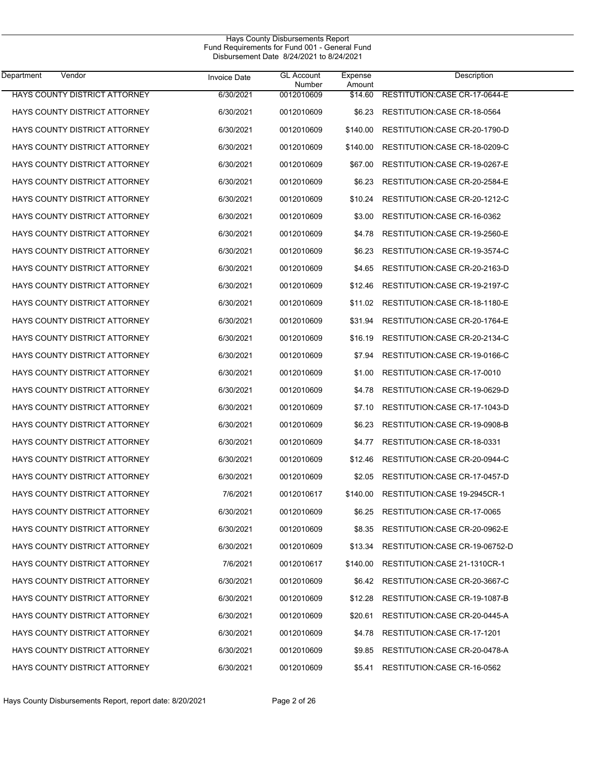Hays County Disbursements Report
Fund Requirements for Fund 001 - General Fund
Disbursement Date 8/24/2021 to 8/24/2021

| Department | Vendor | Invoice Date | GL Account Number | Expense Amount | Description |
|---|---|---|---|---|---|
| | HAYS COUNTY DISTRICT ATTORNEY | 6/30/2021 | 0012010609 | $14.60 | RESTITUTION:CASE CR-17-0644-E |
| | HAYS COUNTY DISTRICT ATTORNEY | 6/30/2021 | 0012010609 | $6.23 | RESTITUTION:CASE CR-18-0564 |
| | HAYS COUNTY DISTRICT ATTORNEY | 6/30/2021 | 0012010609 | $140.00 | RESTITUTION:CASE CR-20-1790-D |
| | HAYS COUNTY DISTRICT ATTORNEY | 6/30/2021 | 0012010609 | $140.00 | RESTITUTION:CASE CR-18-0209-C |
| | HAYS COUNTY DISTRICT ATTORNEY | 6/30/2021 | 0012010609 | $67.00 | RESTITUTION:CASE CR-19-0267-E |
| | HAYS COUNTY DISTRICT ATTORNEY | 6/30/2021 | 0012010609 | $6.23 | RESTITUTION:CASE CR-20-2584-E |
| | HAYS COUNTY DISTRICT ATTORNEY | 6/30/2021 | 0012010609 | $10.24 | RESTITUTION:CASE CR-20-1212-C |
| | HAYS COUNTY DISTRICT ATTORNEY | 6/30/2021 | 0012010609 | $3.00 | RESTITUTION:CASE CR-16-0362 |
| | HAYS COUNTY DISTRICT ATTORNEY | 6/30/2021 | 0012010609 | $4.78 | RESTITUTION:CASE CR-19-2560-E |
| | HAYS COUNTY DISTRICT ATTORNEY | 6/30/2021 | 0012010609 | $6.23 | RESTITUTION:CASE CR-19-3574-C |
| | HAYS COUNTY DISTRICT ATTORNEY | 6/30/2021 | 0012010609 | $4.65 | RESTITUTION:CASE CR-20-2163-D |
| | HAYS COUNTY DISTRICT ATTORNEY | 6/30/2021 | 0012010609 | $12.46 | RESTITUTION:CASE CR-19-2197-C |
| | HAYS COUNTY DISTRICT ATTORNEY | 6/30/2021 | 0012010609 | $11.02 | RESTITUTION:CASE CR-18-1180-E |
| | HAYS COUNTY DISTRICT ATTORNEY | 6/30/2021 | 0012010609 | $31.94 | RESTITUTION:CASE CR-20-1764-E |
| | HAYS COUNTY DISTRICT ATTORNEY | 6/30/2021 | 0012010609 | $16.19 | RESTITUTION:CASE CR-20-2134-C |
| | HAYS COUNTY DISTRICT ATTORNEY | 6/30/2021 | 0012010609 | $7.94 | RESTITUTION:CASE CR-19-0166-C |
| | HAYS COUNTY DISTRICT ATTORNEY | 6/30/2021 | 0012010609 | $1.00 | RESTITUTION:CASE CR-17-0010 |
| | HAYS COUNTY DISTRICT ATTORNEY | 6/30/2021 | 0012010609 | $4.78 | RESTITUTION:CASE CR-19-0629-D |
| | HAYS COUNTY DISTRICT ATTORNEY | 6/30/2021 | 0012010609 | $7.10 | RESTITUTION:CASE CR-17-1043-D |
| | HAYS COUNTY DISTRICT ATTORNEY | 6/30/2021 | 0012010609 | $6.23 | RESTITUTION:CASE CR-19-0908-B |
| | HAYS COUNTY DISTRICT ATTORNEY | 6/30/2021 | 0012010609 | $4.77 | RESTITUTION:CASE CR-18-0331 |
| | HAYS COUNTY DISTRICT ATTORNEY | 6/30/2021 | 0012010609 | $12.46 | RESTITUTION:CASE CR-20-0944-C |
| | HAYS COUNTY DISTRICT ATTORNEY | 6/30/2021 | 0012010609 | $2.05 | RESTITUTION:CASE CR-17-0457-D |
| | HAYS COUNTY DISTRICT ATTORNEY | 7/6/2021 | 0012010617 | $140.00 | RESTITUTION:CASE 19-2945CR-1 |
| | HAYS COUNTY DISTRICT ATTORNEY | 6/30/2021 | 0012010609 | $6.25 | RESTITUTION:CASE CR-17-0065 |
| | HAYS COUNTY DISTRICT ATTORNEY | 6/30/2021 | 0012010609 | $8.35 | RESTITUTION:CASE CR-20-0962-E |
| | HAYS COUNTY DISTRICT ATTORNEY | 6/30/2021 | 0012010609 | $13.34 | RESTITUTION:CASE CR-19-06752-D |
| | HAYS COUNTY DISTRICT ATTORNEY | 7/6/2021 | 0012010617 | $140.00 | RESTITUTION:CASE 21-1310CR-1 |
| | HAYS COUNTY DISTRICT ATTORNEY | 6/30/2021 | 0012010609 | $6.42 | RESTITUTION:CASE CR-20-3667-C |
| | HAYS COUNTY DISTRICT ATTORNEY | 6/30/2021 | 0012010609 | $12.28 | RESTITUTION:CASE CR-19-1087-B |
| | HAYS COUNTY DISTRICT ATTORNEY | 6/30/2021 | 0012010609 | $20.61 | RESTITUTION:CASE CR-20-0445-A |
| | HAYS COUNTY DISTRICT ATTORNEY | 6/30/2021 | 0012010609 | $4.78 | RESTITUTION:CASE CR-17-1201 |
| | HAYS COUNTY DISTRICT ATTORNEY | 6/30/2021 | 0012010609 | $9.85 | RESTITUTION:CASE CR-20-0478-A |
| | HAYS COUNTY DISTRICT ATTORNEY | 6/30/2021 | 0012010609 | $5.41 | RESTITUTION:CASE CR-16-0562 |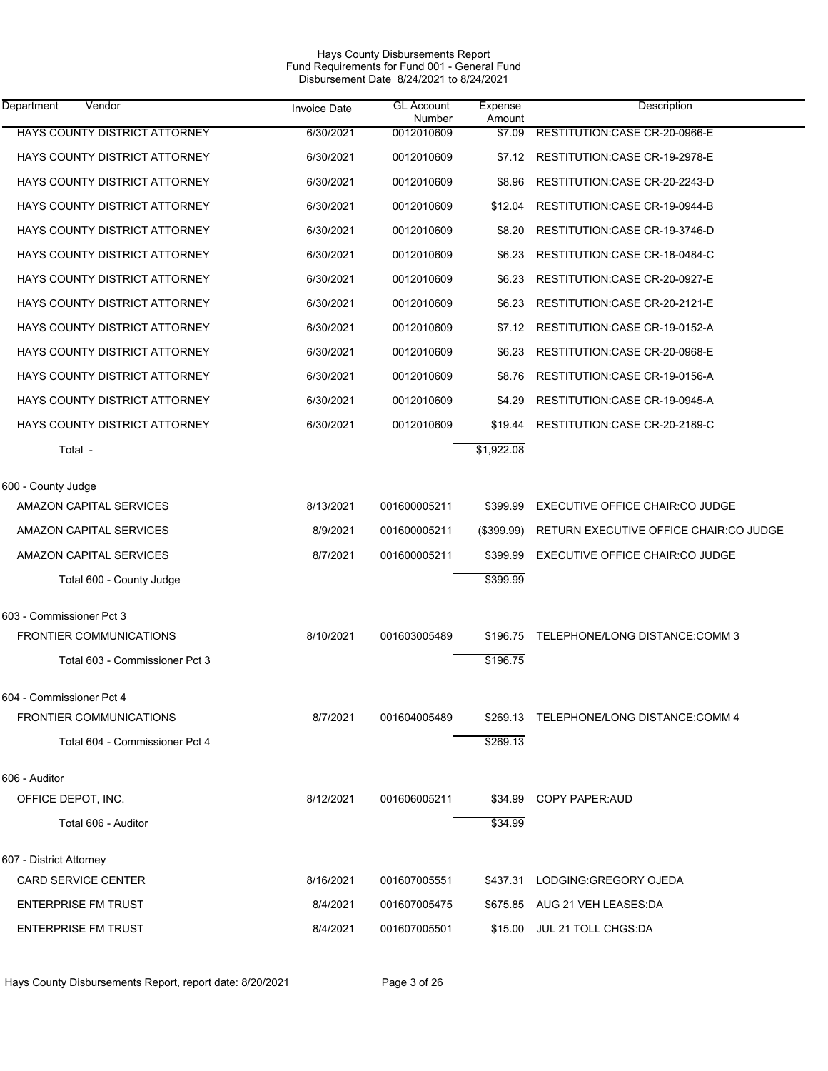Hays County Disbursements Report
Fund Requirements for Fund 001 - General Fund
Disbursement Date 8/24/2021 to 8/24/2021

| Department | Vendor | Invoice Date | GL Account Number | Expense Amount | Description |
|---|---|---|---|---|---|
| | HAYS COUNTY DISTRICT ATTORNEY | 6/30/2021 | 0012010609 | $7.09 | RESTITUTION:CASE CR-20-0966-E |
| | HAYS COUNTY DISTRICT ATTORNEY | 6/30/2021 | 0012010609 | $7.12 | RESTITUTION:CASE CR-19-2978-E |
| | HAYS COUNTY DISTRICT ATTORNEY | 6/30/2021 | 0012010609 | $8.96 | RESTITUTION:CASE CR-20-2243-D |
| | HAYS COUNTY DISTRICT ATTORNEY | 6/30/2021 | 0012010609 | $12.04 | RESTITUTION:CASE CR-19-0944-B |
| | HAYS COUNTY DISTRICT ATTORNEY | 6/30/2021 | 0012010609 | $8.20 | RESTITUTION:CASE CR-19-3746-D |
| | HAYS COUNTY DISTRICT ATTORNEY | 6/30/2021 | 0012010609 | $6.23 | RESTITUTION:CASE CR-18-0484-C |
| | HAYS COUNTY DISTRICT ATTORNEY | 6/30/2021 | 0012010609 | $6.23 | RESTITUTION:CASE CR-20-0927-E |
| | HAYS COUNTY DISTRICT ATTORNEY | 6/30/2021 | 0012010609 | $6.23 | RESTITUTION:CASE CR-20-2121-E |
| | HAYS COUNTY DISTRICT ATTORNEY | 6/30/2021 | 0012010609 | $7.12 | RESTITUTION:CASE CR-19-0152-A |
| | HAYS COUNTY DISTRICT ATTORNEY | 6/30/2021 | 0012010609 | $6.23 | RESTITUTION:CASE CR-20-0968-E |
| | HAYS COUNTY DISTRICT ATTORNEY | 6/30/2021 | 0012010609 | $8.76 | RESTITUTION:CASE CR-19-0156-A |
| | HAYS COUNTY DISTRICT ATTORNEY | 6/30/2021 | 0012010609 | $4.29 | RESTITUTION:CASE CR-19-0945-A |
| | HAYS COUNTY DISTRICT ATTORNEY | 6/30/2021 | 0012010609 | $19.44 | RESTITUTION:CASE CR-20-2189-C |
| | Total - | | | $1,922.08 | |
| 600 - County Judge | | | | | |
| | AMAZON CAPITAL SERVICES | 8/13/2021 | 001600005211 | $399.99 | EXECUTIVE OFFICE CHAIR:CO JUDGE |
| | AMAZON CAPITAL SERVICES | 8/9/2021 | 001600005211 | ($399.99) | RETURN EXECUTIVE OFFICE CHAIR:CO JUDGE |
| | AMAZON CAPITAL SERVICES | 8/7/2021 | 001600005211 | $399.99 | EXECUTIVE OFFICE CHAIR:CO JUDGE |
| | Total 600 - County Judge | | | $399.99 | |
| 603 - Commissioner Pct 3 | | | | | |
| | FRONTIER COMMUNICATIONS | 8/10/2021 | 001603005489 | $196.75 | TELEPHONE/LONG DISTANCE:COMM 3 |
| | Total 603 - Commissioner Pct 3 | | | $196.75 | |
| 604 - Commissioner Pct 4 | | | | | |
| | FRONTIER COMMUNICATIONS | 8/7/2021 | 001604005489 | $269.13 | TELEPHONE/LONG DISTANCE:COMM 4 |
| | Total 604 - Commissioner Pct 4 | | | $269.13 | |
| 606 - Auditor | | | | | |
| | OFFICE DEPOT, INC. | 8/12/2021 | 001606005211 | $34.99 | COPY PAPER:AUD |
| | Total 606 - Auditor | | | $34.99 | |
| 607 - District Attorney | | | | | |
| | CARD SERVICE CENTER | 8/16/2021 | 001607005551 | $437.31 | LODGING:GREGORY OJEDA |
| | ENTERPRISE FM TRUST | 8/4/2021 | 001607005475 | $675.85 | AUG 21 VEH LEASES:DA |
| | ENTERPRISE FM TRUST | 8/4/2021 | 001607005501 | $15.00 | JUL 21 TOLL CHGS:DA |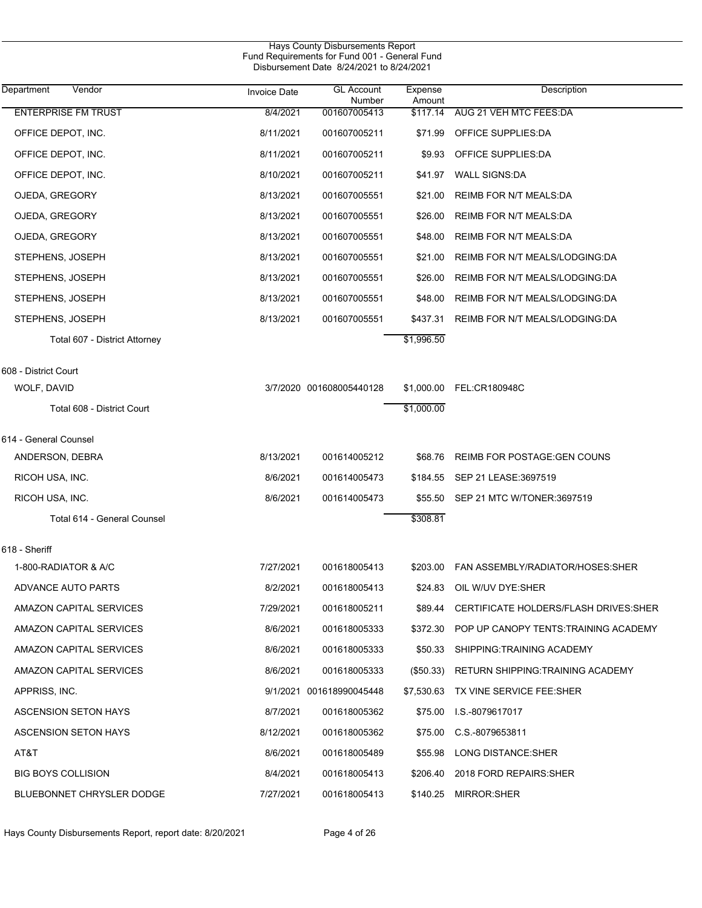Hays County Disbursements Report
Fund Requirements for Fund 001 - General Fund
Disbursement Date 8/24/2021 to 8/24/2021

| Department Vendor | Invoice Date | GL Account Number | Expense Amount | Description |
|---|---|---|---|---|
| ENTERPRISE FM TRUST | 8/4/2021 | 001607005413 | $117.14 | AUG 21 VEH MTC FEES:DA |
| OFFICE DEPOT, INC. | 8/11/2021 | 001607005211 | $71.99 | OFFICE SUPPLIES:DA |
| OFFICE DEPOT, INC. | 8/11/2021 | 001607005211 | $9.93 | OFFICE SUPPLIES:DA |
| OFFICE DEPOT, INC. | 8/10/2021 | 001607005211 | $41.97 | WALL SIGNS:DA |
| OJEDA, GREGORY | 8/13/2021 | 001607005551 | $21.00 | REIMB FOR N/T MEALS:DA |
| OJEDA, GREGORY | 8/13/2021 | 001607005551 | $26.00 | REIMB FOR N/T MEALS:DA |
| OJEDA, GREGORY | 8/13/2021 | 001607005551 | $48.00 | REIMB FOR N/T MEALS:DA |
| STEPHENS, JOSEPH | 8/13/2021 | 001607005551 | $21.00 | REIMB FOR N/T MEALS/LODGING:DA |
| STEPHENS, JOSEPH | 8/13/2021 | 001607005551 | $26.00 | REIMB FOR N/T MEALS/LODGING:DA |
| STEPHENS, JOSEPH | 8/13/2021 | 001607005551 | $48.00 | REIMB FOR N/T MEALS/LODGING:DA |
| STEPHENS, JOSEPH | 8/13/2021 | 001607005551 | $437.31 | REIMB FOR N/T MEALS/LODGING:DA |
| Total 607 - District Attorney | | | $1,996.50 | |
| 608 - District Court | | | | |
| WOLF, DAVID | 3/7/2020 | 001608005440128 | $1,000.00 | FEL:CR180948C |
| Total 608 - District Court | | | $1,000.00 | |
| 614 - General Counsel | | | | |
| ANDERSON, DEBRA | 8/13/2021 | 001614005212 | $68.76 | REIMB FOR POSTAGE:GEN COUNS |
| RICOH USA, INC. | 8/6/2021 | 001614005473 | $184.55 | SEP 21 LEASE:3697519 |
| RICOH USA, INC. | 8/6/2021 | 001614005473 | $55.50 | SEP 21 MTC W/TONER:3697519 |
| Total 614 - General Counsel | | | $308.81 | |
| 618 - Sheriff | | | | |
| 1-800-RADIATOR & A/C | 7/27/2021 | 001618005413 | $203.00 | FAN ASSEMBLY/RADIATOR/HOSES:SHER |
| ADVANCE AUTO PARTS | 8/2/2021 | 001618005413 | $24.83 | OIL W/UV DYE:SHER |
| AMAZON CAPITAL SERVICES | 7/29/2021 | 001618005211 | $89.44 | CERTIFICATE HOLDERS/FLASH DRIVES:SHER |
| AMAZON CAPITAL SERVICES | 8/6/2021 | 001618005333 | $372.30 | POP UP CANOPY TENTS:TRAINING ACADEMY |
| AMAZON CAPITAL SERVICES | 8/6/2021 | 001618005333 | $50.33 | SHIPPING:TRAINING ACADEMY |
| AMAZON CAPITAL SERVICES | 8/6/2021 | 001618005333 | ($50.33) | RETURN SHIPPING:TRAINING ACADEMY |
| APPRISS, INC. | 9/1/2021 | 001618990045448 | $7,530.63 | TX VINE SERVICE FEE:SHER |
| ASCENSION SETON HAYS | 8/7/2021 | 001618005362 | $75.00 | I.S.-8079617017 |
| ASCENSION SETON HAYS | 8/12/2021 | 001618005362 | $75.00 | C.S.-8079653811 |
| AT&T | 8/6/2021 | 001618005489 | $55.98 | LONG DISTANCE:SHER |
| BIG BOYS COLLISION | 8/4/2021 | 001618005413 | $206.40 | 2018 FORD REPAIRS:SHER |
| BLUEBONNET CHRYSLER DODGE | 7/27/2021 | 001618005413 | $140.25 | MIRROR:SHER |

Hays County Disbursements Report, report date: 8/20/2021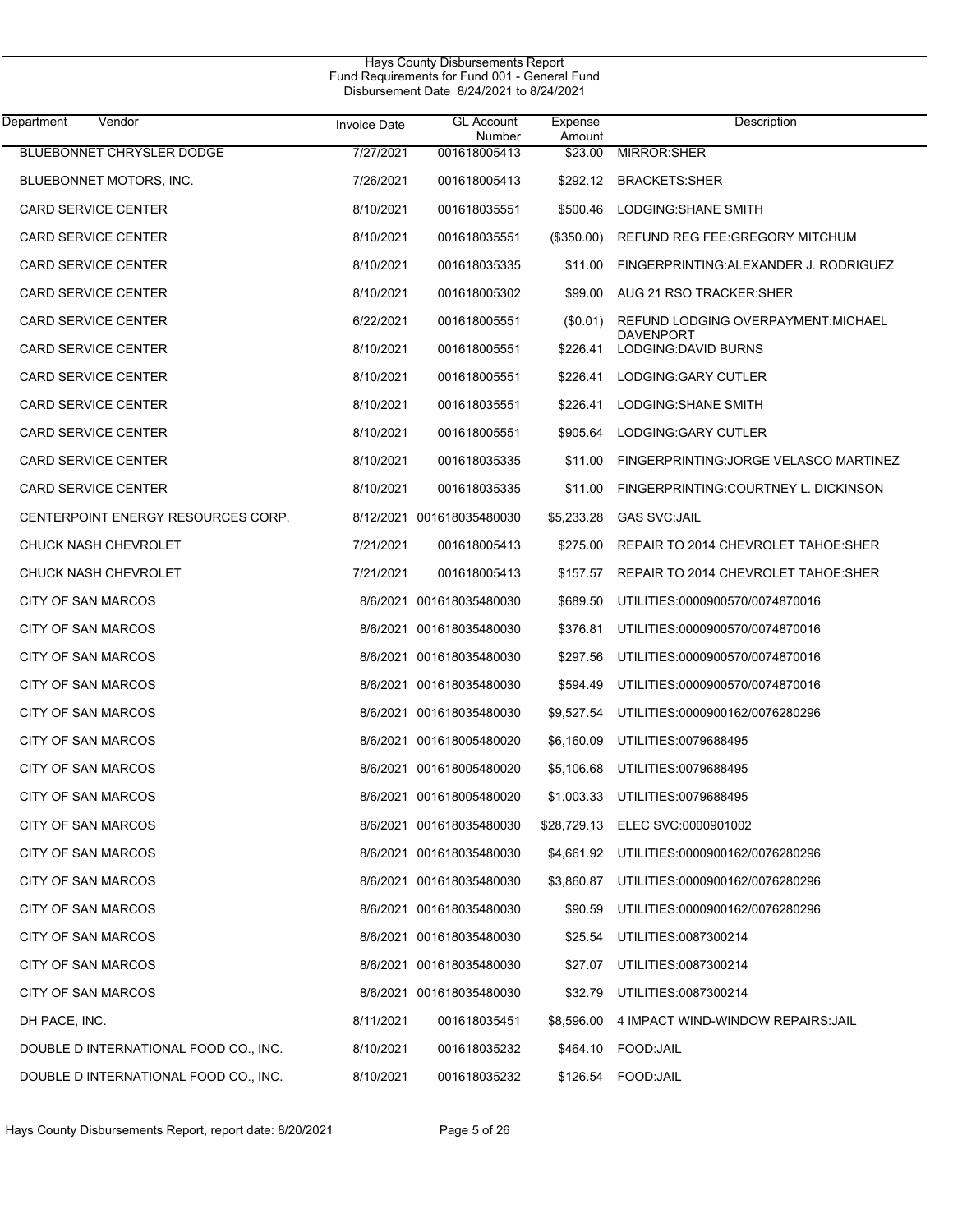Hays County Disbursements Report
Fund Requirements for Fund 001 - General Fund
Disbursement Date 8/24/2021 to 8/24/2021

| Department | Vendor | Invoice Date | GL Account Number | Expense Amount | Description |
|---|---|---|---|---|---|
| | BLUEBONNET CHRYSLER DODGE | 7/27/2021 | 001618005413 | $23.00 | MIRROR:SHER |
| | BLUEBONNET MOTORS, INC. | 7/26/2021 | 001618005413 | $292.12 | BRACKETS:SHER |
| | CARD SERVICE CENTER | 8/10/2021 | 001618035551 | $500.46 | LODGING:SHANE SMITH |
| | CARD SERVICE CENTER | 8/10/2021 | 001618035551 | ($350.00) | REFUND REG FEE:GREGORY MITCHUM |
| | CARD SERVICE CENTER | 8/10/2021 | 001618035335 | $11.00 | FINGERPRINTING:ALEXANDER J. RODRIGUEZ |
| | CARD SERVICE CENTER | 8/10/2021 | 001618005302 | $99.00 | AUG 21 RSO TRACKER:SHER |
| | CARD SERVICE CENTER | 6/22/2021 | 001618005551 | ($0.01) | REFUND LODGING OVERPAYMENT:MICHAEL DAVENPORT |
| | CARD SERVICE CENTER | 8/10/2021 | 001618005551 | $226.41 | LODGING:DAVID BURNS |
| | CARD SERVICE CENTER | 8/10/2021 | 001618005551 | $226.41 | LODGING:GARY CUTLER |
| | CARD SERVICE CENTER | 8/10/2021 | 001618035551 | $226.41 | LODGING:SHANE SMITH |
| | CARD SERVICE CENTER | 8/10/2021 | 001618005551 | $905.64 | LODGING:GARY CUTLER |
| | CARD SERVICE CENTER | 8/10/2021 | 001618035335 | $11.00 | FINGERPRINTING:JORGE VELASCO MARTINEZ |
| | CARD SERVICE CENTER | 8/10/2021 | 001618035335 | $11.00 | FINGERPRINTING:COURTNEY L. DICKINSON |
| | CENTERPOINT ENERGY RESOURCES CORP. | 8/12/2021 | 001618035480030 | $5,233.28 | GAS SVC:JAIL |
| | CHUCK NASH CHEVROLET | 7/21/2021 | 001618005413 | $275.00 | REPAIR TO 2014 CHEVROLET TAHOE:SHER |
| | CHUCK NASH CHEVROLET | 7/21/2021 | 001618005413 | $157.57 | REPAIR TO 2014 CHEVROLET TAHOE:SHER |
| | CITY OF SAN MARCOS | 8/6/2021 | 001618035480030 | $689.50 | UTILITIES:0000900570/0074870016 |
| | CITY OF SAN MARCOS | 8/6/2021 | 001618035480030 | $376.81 | UTILITIES:0000900570/0074870016 |
| | CITY OF SAN MARCOS | 8/6/2021 | 001618035480030 | $297.56 | UTILITIES:0000900570/0074870016 |
| | CITY OF SAN MARCOS | 8/6/2021 | 001618035480030 | $594.49 | UTILITIES:0000900570/0074870016 |
| | CITY OF SAN MARCOS | 8/6/2021 | 001618035480030 | $9,527.54 | UTILITIES:0000900162/0076280296 |
| | CITY OF SAN MARCOS | 8/6/2021 | 001618005480020 | $6,160.09 | UTILITIES:0079688495 |
| | CITY OF SAN MARCOS | 8/6/2021 | 001618005480020 | $5,106.68 | UTILITIES:0079688495 |
| | CITY OF SAN MARCOS | 8/6/2021 | 001618005480020 | $1,003.33 | UTILITIES:0079688495 |
| | CITY OF SAN MARCOS | 8/6/2021 | 001618035480030 | $28,729.13 | ELEC SVC:0000901002 |
| | CITY OF SAN MARCOS | 8/6/2021 | 001618035480030 | $4,661.92 | UTILITIES:0000900162/0076280296 |
| | CITY OF SAN MARCOS | 8/6/2021 | 001618035480030 | $3,860.87 | UTILITIES:0000900162/0076280296 |
| | CITY OF SAN MARCOS | 8/6/2021 | 001618035480030 | $90.59 | UTILITIES:0000900162/0076280296 |
| | CITY OF SAN MARCOS | 8/6/2021 | 001618035480030 | $25.54 | UTILITIES:0087300214 |
| | CITY OF SAN MARCOS | 8/6/2021 | 001618035480030 | $27.07 | UTILITIES:0087300214 |
| | CITY OF SAN MARCOS | 8/6/2021 | 001618035480030 | $32.79 | UTILITIES:0087300214 |
| | DH PACE, INC. | 8/11/2021 | 001618035451 | $8,596.00 | 4 IMPACT WIND-WINDOW REPAIRS:JAIL |
| | DOUBLE D INTERNATIONAL FOOD CO., INC. | 8/10/2021 | 001618035232 | $464.10 | FOOD:JAIL |
| | DOUBLE D INTERNATIONAL FOOD CO., INC. | 8/10/2021 | 001618035232 | $126.54 | FOOD:JAIL |

Hays County Disbursements Report, report date: 8/20/2021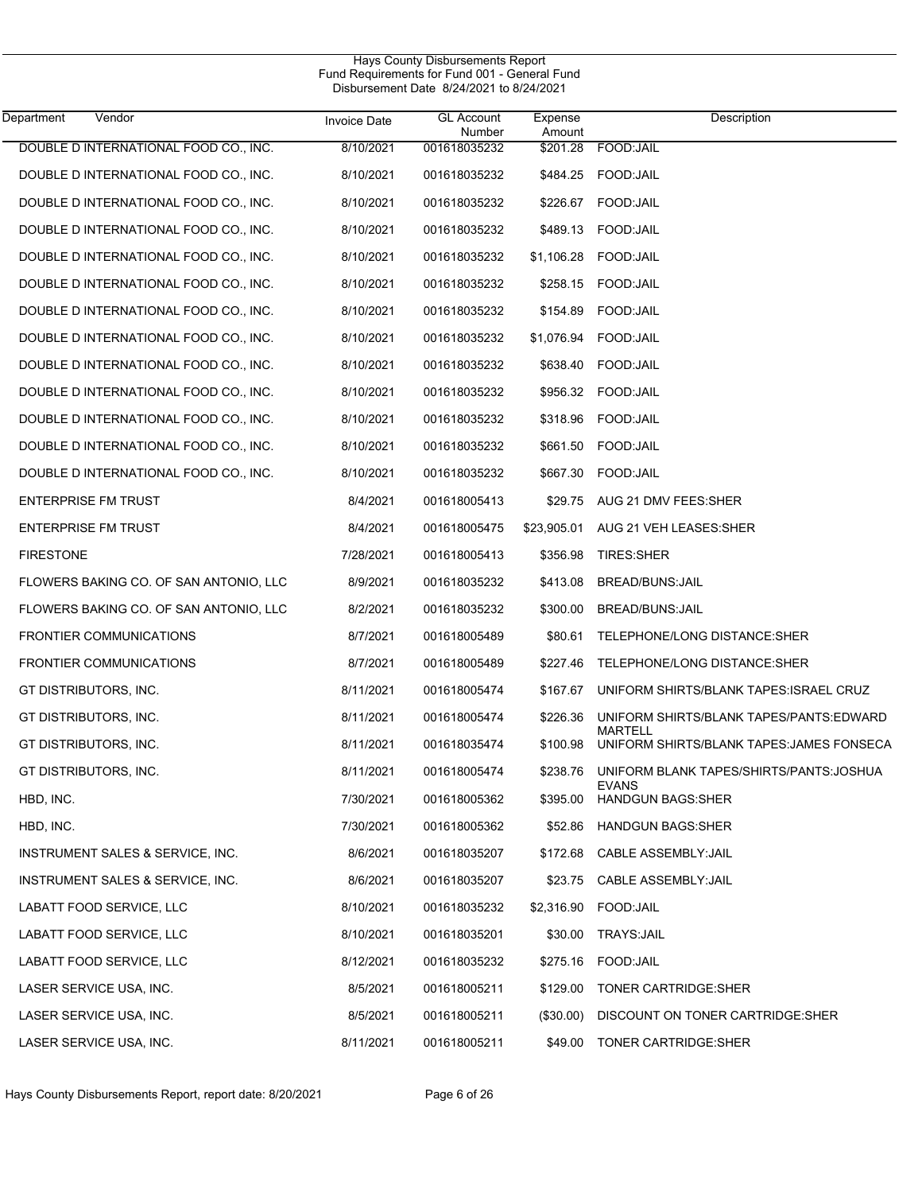Hays County Disbursements Report
Fund Requirements for Fund 001 - General Fund
Disbursement Date 8/24/2021 to 8/24/2021

| Department | Vendor | Invoice Date | GL Account Number | Expense Amount | Description |
|---|---|---|---|---|---|
| | DOUBLE D INTERNATIONAL FOOD CO., INC. | 8/10/2021 | 001618035232 | $201.28 | FOOD:JAIL |
| | DOUBLE D INTERNATIONAL FOOD CO., INC. | 8/10/2021 | 001618035232 | $484.25 | FOOD:JAIL |
| | DOUBLE D INTERNATIONAL FOOD CO., INC. | 8/10/2021 | 001618035232 | $226.67 | FOOD:JAIL |
| | DOUBLE D INTERNATIONAL FOOD CO., INC. | 8/10/2021 | 001618035232 | $489.13 | FOOD:JAIL |
| | DOUBLE D INTERNATIONAL FOOD CO., INC. | 8/10/2021 | 001618035232 | $1,106.28 | FOOD:JAIL |
| | DOUBLE D INTERNATIONAL FOOD CO., INC. | 8/10/2021 | 001618035232 | $258.15 | FOOD:JAIL |
| | DOUBLE D INTERNATIONAL FOOD CO., INC. | 8/10/2021 | 001618035232 | $154.89 | FOOD:JAIL |
| | DOUBLE D INTERNATIONAL FOOD CO., INC. | 8/10/2021 | 001618035232 | $1,076.94 | FOOD:JAIL |
| | DOUBLE D INTERNATIONAL FOOD CO., INC. | 8/10/2021 | 001618035232 | $638.40 | FOOD:JAIL |
| | DOUBLE D INTERNATIONAL FOOD CO., INC. | 8/10/2021 | 001618035232 | $956.32 | FOOD:JAIL |
| | DOUBLE D INTERNATIONAL FOOD CO., INC. | 8/10/2021 | 001618035232 | $318.96 | FOOD:JAIL |
| | DOUBLE D INTERNATIONAL FOOD CO., INC. | 8/10/2021 | 001618035232 | $661.50 | FOOD:JAIL |
| | DOUBLE D INTERNATIONAL FOOD CO., INC. | 8/10/2021 | 001618035232 | $667.30 | FOOD:JAIL |
| | ENTERPRISE FM TRUST | 8/4/2021 | 001618005413 | $29.75 | AUG 21 DMV FEES:SHER |
| | ENTERPRISE FM TRUST | 8/4/2021 | 001618005475 | $23,905.01 | AUG 21 VEH LEASES:SHER |
| | FIRESTONE | 7/28/2021 | 001618005413 | $356.98 | TIRES:SHER |
| | FLOWERS BAKING CO. OF SAN ANTONIO, LLC | 8/9/2021 | 001618035232 | $413.08 | BREAD/BUNS:JAIL |
| | FLOWERS BAKING CO. OF SAN ANTONIO, LLC | 8/2/2021 | 001618035232 | $300.00 | BREAD/BUNS:JAIL |
| | FRONTIER COMMUNICATIONS | 8/7/2021 | 001618005489 | $80.61 | TELEPHONE/LONG DISTANCE:SHER |
| | FRONTIER COMMUNICATIONS | 8/7/2021 | 001618005489 | $227.46 | TELEPHONE/LONG DISTANCE:SHER |
| | GT DISTRIBUTORS, INC. | 8/11/2021 | 001618005474 | $167.67 | UNIFORM SHIRTS/BLANK TAPES:ISRAEL CRUZ |
| | GT DISTRIBUTORS, INC. | 8/11/2021 | 001618005474 | $226.36 | UNIFORM SHIRTS/BLANK TAPES/PANTS:EDWARD MARTELL |
| | GT DISTRIBUTORS, INC. | 8/11/2021 | 001618035474 | $100.98 | UNIFORM SHIRTS/BLANK TAPES:JAMES FONSECA |
| | GT DISTRIBUTORS, INC. | 8/11/2021 | 001618005474 | $238.76 | UNIFORM BLANK TAPES/SHIRTS/PANTS:JOSHUA EVANS |
| | HBD, INC. | 7/30/2021 | 001618005362 | $395.00 | HANDGUN BAGS:SHER |
| | HBD, INC. | 7/30/2021 | 001618005362 | $52.86 | HANDGUN BAGS:SHER |
| | INSTRUMENT SALES & SERVICE, INC. | 8/6/2021 | 001618035207 | $172.68 | CABLE ASSEMBLY:JAIL |
| | INSTRUMENT SALES & SERVICE, INC. | 8/6/2021 | 001618035207 | $23.75 | CABLE ASSEMBLY:JAIL |
| | LABATT FOOD SERVICE, LLC | 8/10/2021 | 001618035232 | $2,316.90 | FOOD:JAIL |
| | LABATT FOOD SERVICE, LLC | 8/10/2021 | 001618035201 | $30.00 | TRAYS:JAIL |
| | LABATT FOOD SERVICE, LLC | 8/12/2021 | 001618035232 | $275.16 | FOOD:JAIL |
| | LASER SERVICE USA, INC. | 8/5/2021 | 001618005211 | $129.00 | TONER CARTRIDGE:SHER |
| | LASER SERVICE USA, INC. | 8/5/2021 | 001618005211 | ($30.00) | DISCOUNT ON TONER CARTRIDGE:SHER |
| | LASER SERVICE USA, INC. | 8/11/2021 | 001618005211 | $49.00 | TONER CARTRIDGE:SHER |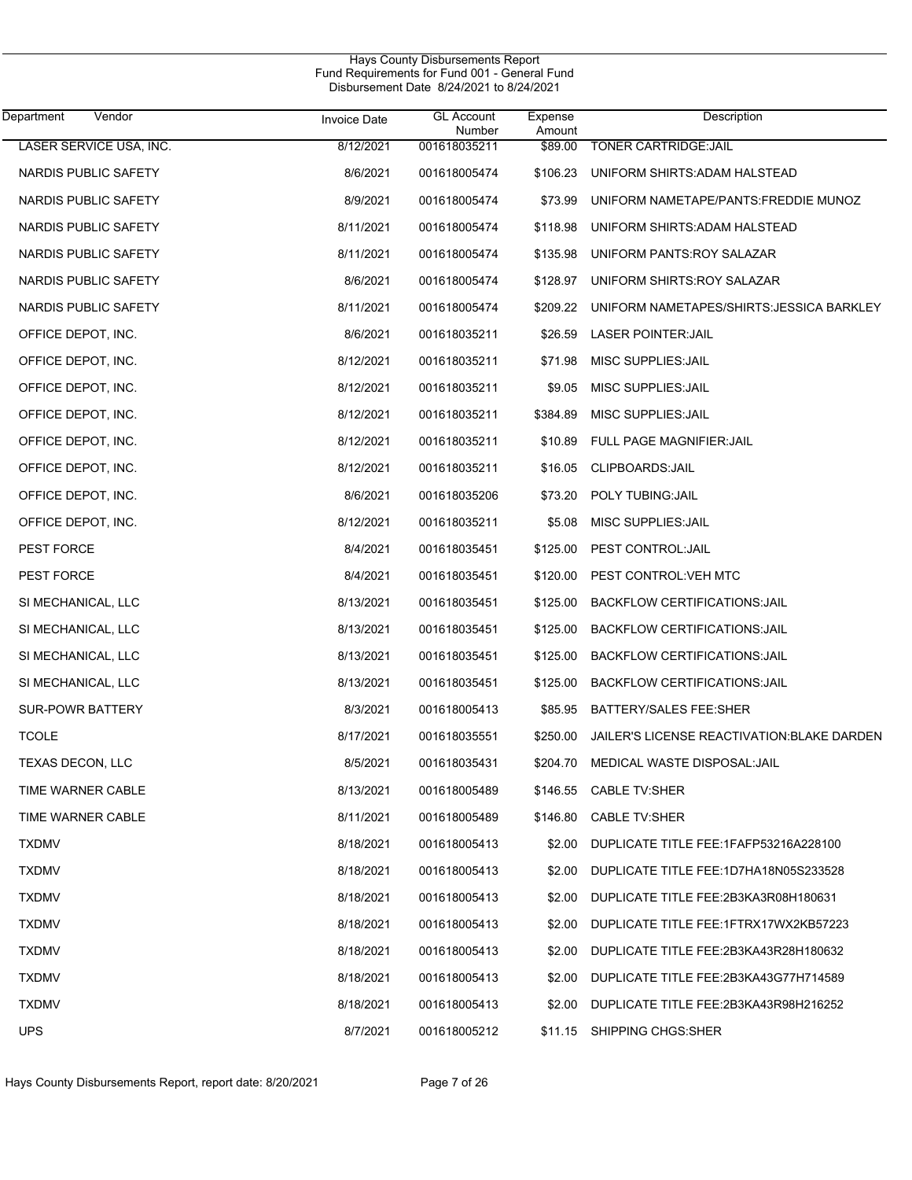Hays County Disbursements Report
Fund Requirements for Fund 001 - General Fund
Disbursement Date 8/24/2021 to 8/24/2021

| Department | Vendor | Invoice Date | GL Account Number | Expense Amount | Description |
|---|---|---|---|---|---|
| LASER SERVICE USA, INC. | | 8/12/2021 | 001618035211 | $89.00 | TONER CARTRIDGE:JAIL |
| NARDIS PUBLIC SAFETY | | 8/6/2021 | 001618005474 | $106.23 | UNIFORM SHIRTS:ADAM HALSTEAD |
| NARDIS PUBLIC SAFETY | | 8/9/2021 | 001618005474 | $73.99 | UNIFORM NAMETAPE/PANTS:FREDDIE MUNOZ |
| NARDIS PUBLIC SAFETY | | 8/11/2021 | 001618005474 | $118.98 | UNIFORM SHIRTS:ADAM HALSTEAD |
| NARDIS PUBLIC SAFETY | | 8/11/2021 | 001618005474 | $135.98 | UNIFORM PANTS:ROY SALAZAR |
| NARDIS PUBLIC SAFETY | | 8/6/2021 | 001618005474 | $128.97 | UNIFORM SHIRTS:ROY SALAZAR |
| NARDIS PUBLIC SAFETY | | 8/11/2021 | 001618005474 | $209.22 | UNIFORM NAMETAPES/SHIRTS:JESSICA BARKLEY |
| OFFICE DEPOT, INC. | | 8/6/2021 | 001618035211 | $26.59 | LASER POINTER:JAIL |
| OFFICE DEPOT, INC. | | 8/12/2021 | 001618035211 | $71.98 | MISC SUPPLIES:JAIL |
| OFFICE DEPOT, INC. | | 8/12/2021 | 001618035211 | $9.05 | MISC SUPPLIES:JAIL |
| OFFICE DEPOT, INC. | | 8/12/2021 | 001618035211 | $384.89 | MISC SUPPLIES:JAIL |
| OFFICE DEPOT, INC. | | 8/12/2021 | 001618035211 | $10.89 | FULL PAGE MAGNIFIER:JAIL |
| OFFICE DEPOT, INC. | | 8/12/2021 | 001618035211 | $16.05 | CLIPBOARDS:JAIL |
| OFFICE DEPOT, INC. | | 8/6/2021 | 001618035206 | $73.20 | POLY TUBING:JAIL |
| OFFICE DEPOT, INC. | | 8/12/2021 | 001618035211 | $5.08 | MISC SUPPLIES:JAIL |
| PEST FORCE | | 8/4/2021 | 001618035451 | $125.00 | PEST CONTROL:JAIL |
| PEST FORCE | | 8/4/2021 | 001618035451 | $120.00 | PEST CONTROL:VEH MTC |
| SI MECHANICAL, LLC | | 8/13/2021 | 001618035451 | $125.00 | BACKFLOW CERTIFICATIONS:JAIL |
| SI MECHANICAL, LLC | | 8/13/2021 | 001618035451 | $125.00 | BACKFLOW CERTIFICATIONS:JAIL |
| SI MECHANICAL, LLC | | 8/13/2021 | 001618035451 | $125.00 | BACKFLOW CERTIFICATIONS:JAIL |
| SI MECHANICAL, LLC | | 8/13/2021 | 001618035451 | $125.00 | BACKFLOW CERTIFICATIONS:JAIL |
| SUR-POWR BATTERY | | 8/3/2021 | 001618005413 | $85.95 | BATTERY/SALES FEE:SHER |
| TCOLE | | 8/17/2021 | 001618035551 | $250.00 | JAILER'S LICENSE REACTIVATION:BLAKE DARDEN |
| TEXAS DECON, LLC | | 8/5/2021 | 001618035431 | $204.70 | MEDICAL WASTE DISPOSAL:JAIL |
| TIME WARNER CABLE | | 8/13/2021 | 001618005489 | $146.55 | CABLE TV:SHER |
| TIME WARNER CABLE | | 8/11/2021 | 001618005489 | $146.80 | CABLE TV:SHER |
| TXDMV | | 8/18/2021 | 001618005413 | $2.00 | DUPLICATE TITLE FEE:1FAFP53216A228100 |
| TXDMV | | 8/18/2021 | 001618005413 | $2.00 | DUPLICATE TITLE FEE:1D7HA18N05S233528 |
| TXDMV | | 8/18/2021 | 001618005413 | $2.00 | DUPLICATE TITLE FEE:2B3KA3R08H180631 |
| TXDMV | | 8/18/2021 | 001618005413 | $2.00 | DUPLICATE TITLE FEE:1FTRX17WX2KB57223 |
| TXDMV | | 8/18/2021 | 001618005413 | $2.00 | DUPLICATE TITLE FEE:2B3KA43R28H180632 |
| TXDMV | | 8/18/2021 | 001618005413 | $2.00 | DUPLICATE TITLE FEE:2B3KA43G77H714589 |
| TXDMV | | 8/18/2021 | 001618005413 | $2.00 | DUPLICATE TITLE FEE:2B3KA43R98H216252 |
| UPS | | 8/7/2021 | 001618005212 | $11.15 | SHIPPING CHGS:SHER |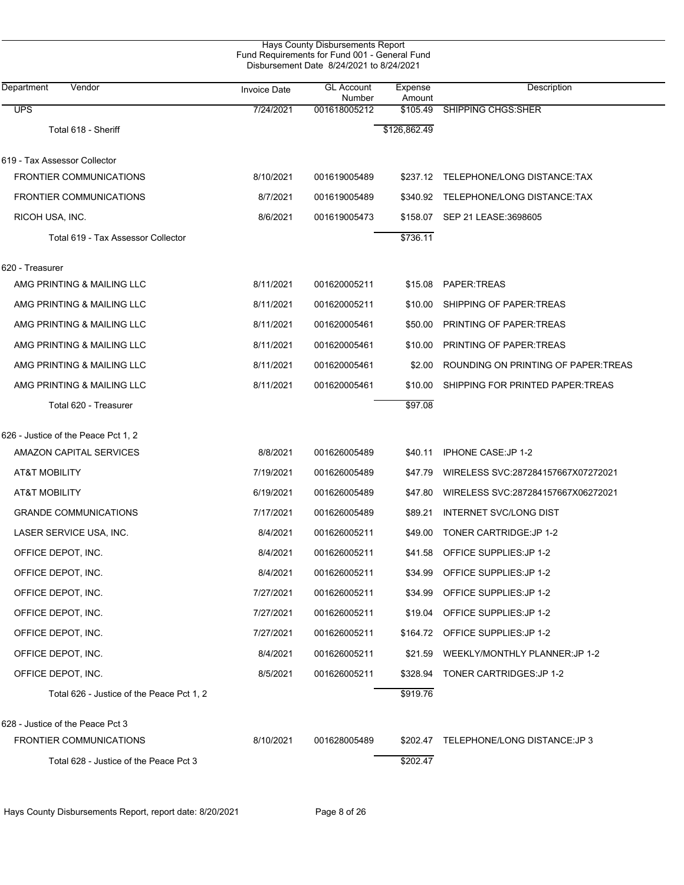Hays County Disbursements Report
Fund Requirements for Fund 001 - General Fund
Disbursement Date 8/24/2021 to 8/24/2021

| Department Vendor | Invoice Date | GL Account Number | Expense Amount | Description |
|---|---|---|---|---|
| UPS | 7/24/2021 | 001618005212 | $105.49 | SHIPPING CHGS:SHER |
| Total 618 - Sheriff | | | $126,862.49 | |
| 619 - Tax Assessor Collector | | | | |
| FRONTIER COMMUNICATIONS | 8/10/2021 | 001619005489 | $237.12 | TELEPHONE/LONG DISTANCE:TAX |
| FRONTIER COMMUNICATIONS | 8/7/2021 | 001619005489 | $340.92 | TELEPHONE/LONG DISTANCE:TAX |
| RICOH USA, INC. | 8/6/2021 | 001619005473 | $158.07 | SEP 21 LEASE:3698605 |
| Total 619 - Tax Assessor Collector | | | $736.11 | |
| 620 - Treasurer | | | | |
| AMG PRINTING & MAILING LLC | 8/11/2021 | 001620005211 | $15.08 | PAPER:TREAS |
| AMG PRINTING & MAILING LLC | 8/11/2021 | 001620005211 | $10.00 | SHIPPING OF PAPER:TREAS |
| AMG PRINTING & MAILING LLC | 8/11/2021 | 001620005461 | $50.00 | PRINTING OF PAPER:TREAS |
| AMG PRINTING & MAILING LLC | 8/11/2021 | 001620005461 | $10.00 | PRINTING OF PAPER:TREAS |
| AMG PRINTING & MAILING LLC | 8/11/2021 | 001620005461 | $2.00 | ROUNDING ON PRINTING OF PAPER:TREAS |
| AMG PRINTING & MAILING LLC | 8/11/2021 | 001620005461 | $10.00 | SHIPPING FOR PRINTED PAPER:TREAS |
| Total 620 - Treasurer | | | $97.08 | |
| 626 - Justice of the Peace Pct 1, 2 | | | | |
| AMAZON CAPITAL SERVICES | 8/8/2021 | 001626005489 | $40.11 | IPHONE CASE:JP 1-2 |
| AT&T MOBILITY | 7/19/2021 | 001626005489 | $47.79 | WIRELESS SVC:287284157667X07272021 |
| AT&T MOBILITY | 6/19/2021 | 001626005489 | $47.80 | WIRELESS SVC:287284157667X06272021 |
| GRANDE COMMUNICATIONS | 7/17/2021 | 001626005489 | $89.21 | INTERNET SVC/LONG DIST |
| LASER SERVICE USA, INC. | 8/4/2021 | 001626005211 | $49.00 | TONER CARTRIDGE:JP 1-2 |
| OFFICE DEPOT, INC. | 8/4/2021 | 001626005211 | $41.58 | OFFICE SUPPLIES:JP 1-2 |
| OFFICE DEPOT, INC. | 8/4/2021 | 001626005211 | $34.99 | OFFICE SUPPLIES:JP 1-2 |
| OFFICE DEPOT, INC. | 7/27/2021 | 001626005211 | $34.99 | OFFICE SUPPLIES:JP 1-2 |
| OFFICE DEPOT, INC. | 7/27/2021 | 001626005211 | $19.04 | OFFICE SUPPLIES:JP 1-2 |
| OFFICE DEPOT, INC. | 7/27/2021 | 001626005211 | $164.72 | OFFICE SUPPLIES:JP 1-2 |
| OFFICE DEPOT, INC. | 8/4/2021 | 001626005211 | $21.59 | WEEKLY/MONTHLY PLANNER:JP 1-2 |
| OFFICE DEPOT, INC. | 8/5/2021 | 001626005211 | $328.94 | TONER CARTRIDGES:JP 1-2 |
| Total 626 - Justice of the Peace Pct 1, 2 | | | $919.76 | |
| 628 - Justice of the Peace Pct 3 | | | | |
| FRONTIER COMMUNICATIONS | 8/10/2021 | 001628005489 | $202.47 | TELEPHONE/LONG DISTANCE:JP 3 |
| Total 628 - Justice of the Peace Pct 3 | | | $202.47 | |

Hays County Disbursements Report, report date: 8/20/2021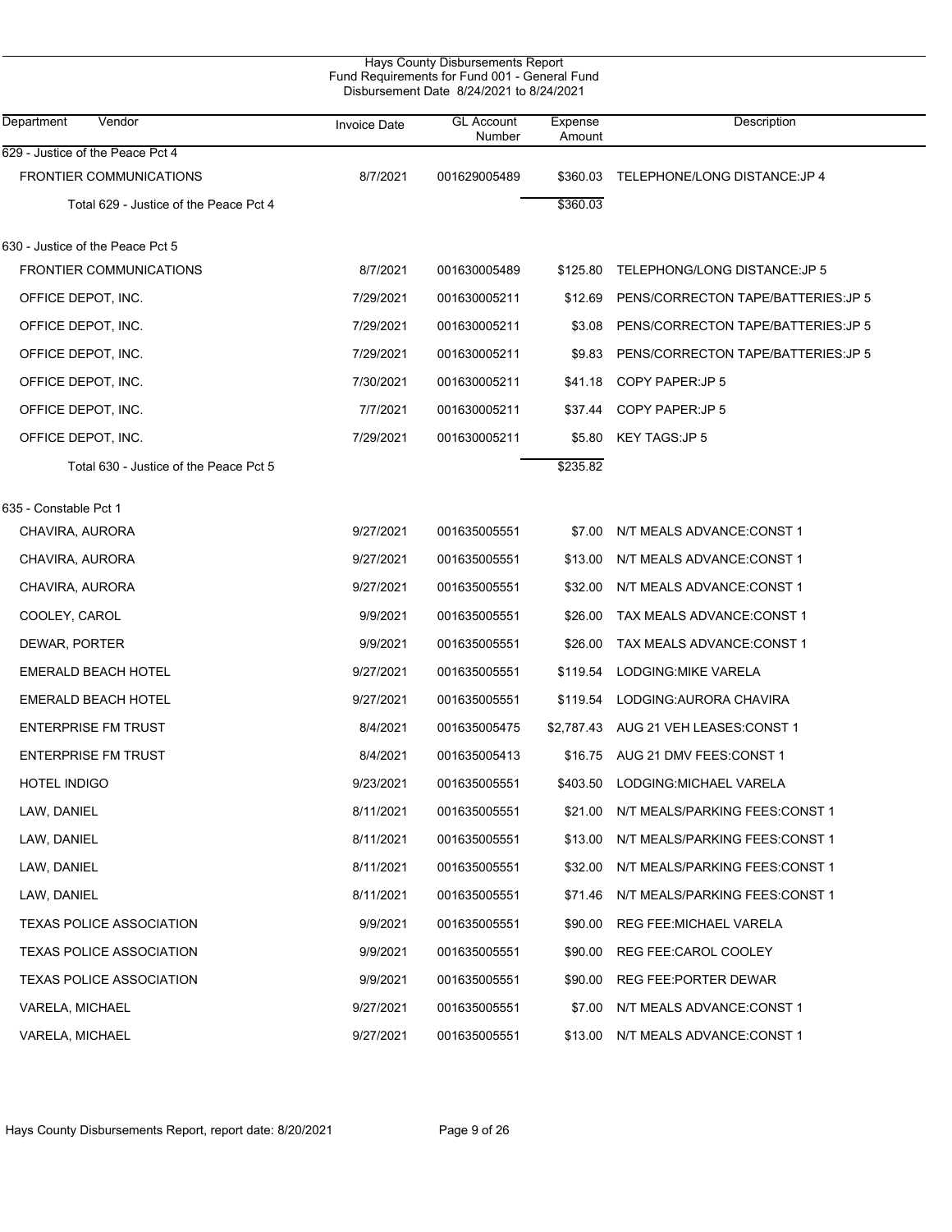Hays County Disbursements Report
Fund Requirements for Fund 001 - General Fund
Disbursement Date 8/24/2021 to 8/24/2021

| Department Vendor | Invoice Date | GL Account Number | Expense Amount | Description |
|---|---|---|---|---|
| **629 - Justice of the Peace Pct 4** | | | | |
| FRONTIER COMMUNICATIONS | 8/7/2021 | 001629005489 | $360.03 | TELEPHONE/LONG DISTANCE:JP 4 |
| Total 629 - Justice of the Peace Pct 4 | | | $360.03 | |
| **630 - Justice of the Peace Pct 5** | | | | |
| FRONTIER COMMUNICATIONS | 8/7/2021 | 001630005489 | $125.80 | TELEPHONG/LONG DISTANCE:JP 5 |
| OFFICE DEPOT, INC. | 7/29/2021 | 001630005211 | $12.69 | PENS/CORRECTON TAPE/BATTERIES:JP 5 |
| OFFICE DEPOT, INC. | 7/29/2021 | 001630005211 | $3.08 | PENS/CORRECTON TAPE/BATTERIES:JP 5 |
| OFFICE DEPOT, INC. | 7/29/2021 | 001630005211 | $9.83 | PENS/CORRECTON TAPE/BATTERIES:JP 5 |
| OFFICE DEPOT, INC. | 7/30/2021 | 001630005211 | $41.18 | COPY PAPER:JP 5 |
| OFFICE DEPOT, INC. | 7/7/2021 | 001630005211 | $37.44 | COPY PAPER:JP 5 |
| OFFICE DEPOT, INC. | 7/29/2021 | 001630005211 | $5.80 | KEY TAGS:JP 5 |
| Total 630 - Justice of the Peace Pct 5 | | | $235.82 | |
| **635 - Constable Pct 1** | | | | |
| CHAVIRA, AURORA | 9/27/2021 | 001635005551 | $7.00 | N/T MEALS ADVANCE:CONST 1 |
| CHAVIRA, AURORA | 9/27/2021 | 001635005551 | $13.00 | N/T MEALS ADVANCE:CONST 1 |
| CHAVIRA, AURORA | 9/27/2021 | 001635005551 | $32.00 | N/T MEALS ADVANCE:CONST 1 |
| COOLEY, CAROL | 9/9/2021 | 001635005551 | $26.00 | TAX MEALS ADVANCE:CONST 1 |
| DEWAR, PORTER | 9/9/2021 | 001635005551 | $26.00 | TAX MEALS ADVANCE:CONST 1 |
| EMERALD BEACH HOTEL | 9/27/2021 | 001635005551 | $119.54 | LODGING:MIKE VARELA |
| EMERALD BEACH HOTEL | 9/27/2021 | 001635005551 | $119.54 | LODGING:AURORA CHAVIRA |
| ENTERPRISE FM TRUST | 8/4/2021 | 001635005475 | $2,787.43 | AUG 21 VEH LEASES:CONST 1 |
| ENTERPRISE FM TRUST | 8/4/2021 | 001635005413 | $16.75 | AUG 21 DMV FEES:CONST 1 |
| HOTEL INDIGO | 9/23/2021 | 001635005551 | $403.50 | LODGING:MICHAEL VARELA |
| LAW, DANIEL | 8/11/2021 | 001635005551 | $21.00 | N/T MEALS/PARKING FEES:CONST 1 |
| LAW, DANIEL | 8/11/2021 | 001635005551 | $13.00 | N/T MEALS/PARKING FEES:CONST 1 |
| LAW, DANIEL | 8/11/2021 | 001635005551 | $32.00 | N/T MEALS/PARKING FEES:CONST 1 |
| LAW, DANIEL | 8/11/2021 | 001635005551 | $71.46 | N/T MEALS/PARKING FEES:CONST 1 |
| TEXAS POLICE ASSOCIATION | 9/9/2021 | 001635005551 | $90.00 | REG FEE:MICHAEL VARELA |
| TEXAS POLICE ASSOCIATION | 9/9/2021 | 001635005551 | $90.00 | REG FEE:CAROL COOLEY |
| TEXAS POLICE ASSOCIATION | 9/9/2021 | 001635005551 | $90.00 | REG FEE:PORTER DEWAR |
| VARELA, MICHAEL | 9/27/2021 | 001635005551 | $7.00 | N/T MEALS ADVANCE:CONST 1 |
| VARELA, MICHAEL | 9/27/2021 | 001635005551 | $13.00 | N/T MEALS ADVANCE:CONST 1 |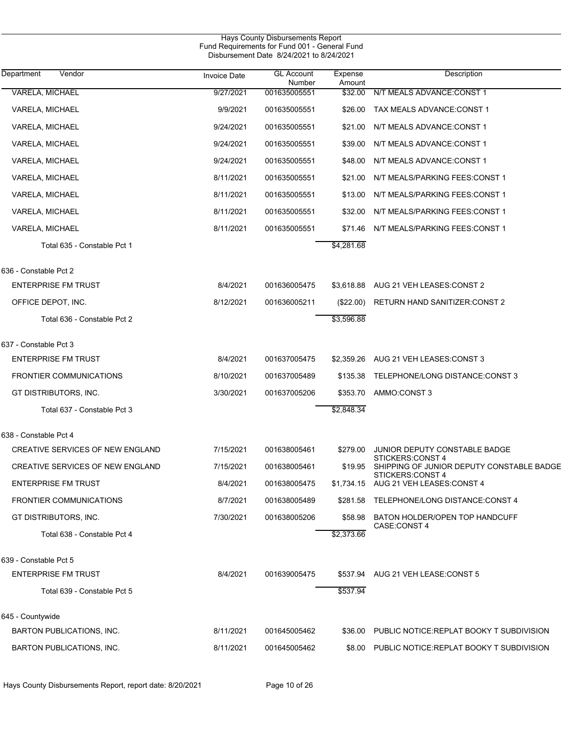Hays County Disbursements Report
Fund Requirements for Fund 001 - General Fund
Disbursement Date 8/24/2021 to 8/24/2021

| Department | Vendor | Invoice Date | GL Account Number | Expense Amount | Description |
|---|---|---|---|---|---|
| | VARELA, MICHAEL | 9/27/2021 | 001635005551 | $32.00 | N/T MEALS ADVANCE:CONST 1 |
| | VARELA, MICHAEL | 9/9/2021 | 001635005551 | $26.00 | TAX MEALS ADVANCE:CONST 1 |
| | VARELA, MICHAEL | 9/24/2021 | 001635005551 | $21.00 | N/T MEALS ADVANCE:CONST 1 |
| | VARELA, MICHAEL | 9/24/2021 | 001635005551 | $39.00 | N/T MEALS ADVANCE:CONST 1 |
| | VARELA, MICHAEL | 9/24/2021 | 001635005551 | $48.00 | N/T MEALS ADVANCE:CONST 1 |
| | VARELA, MICHAEL | 8/11/2021 | 001635005551 | $21.00 | N/T MEALS/PARKING FEES:CONST 1 |
| | VARELA, MICHAEL | 8/11/2021 | 001635005551 | $13.00 | N/T MEALS/PARKING FEES:CONST 1 |
| | VARELA, MICHAEL | 8/11/2021 | 001635005551 | $32.00 | N/T MEALS/PARKING FEES:CONST 1 |
| | VARELA, MICHAEL | 8/11/2021 | 001635005551 | $71.46 | N/T MEALS/PARKING FEES:CONST 1 |
| | Total 635 - Constable Pct 1 | | | $4,281.68 | |
| 636 - Constable Pct 2 | | | | | |
| | ENTERPRISE FM TRUST | 8/4/2021 | 001636005475 | $3,618.88 | AUG 21 VEH LEASES:CONST 2 |
| | OFFICE DEPOT, INC. | 8/12/2021 | 001636005211 | ($22.00) | RETURN HAND SANITIZER:CONST 2 |
| | Total 636 - Constable Pct 2 | | | $3,596.88 | |
| 637 - Constable Pct 3 | | | | | |
| | ENTERPRISE FM TRUST | 8/4/2021 | 001637005475 | $2,359.26 | AUG 21 VEH LEASES:CONST 3 |
| | FRONTIER COMMUNICATIONS | 8/10/2021 | 001637005489 | $135.38 | TELEPHONE/LONG DISTANCE:CONST 3 |
| | GT DISTRIBUTORS, INC. | 3/30/2021 | 001637005206 | $353.70 | AMMO:CONST 3 |
| | Total 637 - Constable Pct 3 | | | $2,848.34 | |
| 638 - Constable Pct 4 | | | | | |
| | CREATIVE SERVICES OF NEW ENGLAND | 7/15/2021 | 001638005461 | $279.00 | JUNIOR DEPUTY CONSTABLE BADGE STICKERS:CONST 4 |
| | CREATIVE SERVICES OF NEW ENGLAND | 7/15/2021 | 001638005461 | $19.95 | SHIPPING OF JUNIOR DEPUTY CONSTABLE BADGE STICKERS:CONST 4 |
| | ENTERPRISE FM TRUST | 8/4/2021 | 001638005475 | $1,734.15 | AUG 21 VEH LEASES:CONST 4 |
| | FRONTIER COMMUNICATIONS | 8/7/2021 | 001638005489 | $281.58 | TELEPHONE/LONG DISTANCE:CONST 4 |
| | GT DISTRIBUTORS, INC. | 7/30/2021 | 001638005206 | $58.98 | BATON HOLDER/OPEN TOP HANDCUFF CASE:CONST 4 |
| | Total 638 - Constable Pct 4 | | | $2,373.66 | |
| 639 - Constable Pct 5 | | | | | |
| | ENTERPRISE FM TRUST | 8/4/2021 | 001639005475 | $537.94 | AUG 21 VEH LEASE:CONST 5 |
| | Total 639 - Constable Pct 5 | | | $537.94 | |
| 645 - Countywide | | | | | |
| | BARTON PUBLICATIONS, INC. | 8/11/2021 | 001645005462 | $36.00 | PUBLIC NOTICE:REPLAT BOOKY T SUBDIVISION |
| | BARTON PUBLICATIONS, INC. | 8/11/2021 | 001645005462 | $8.00 | PUBLIC NOTICE:REPLAT BOOKY T SUBDIVISION |

Hays County Disbursements Report, report date: 8/20/2021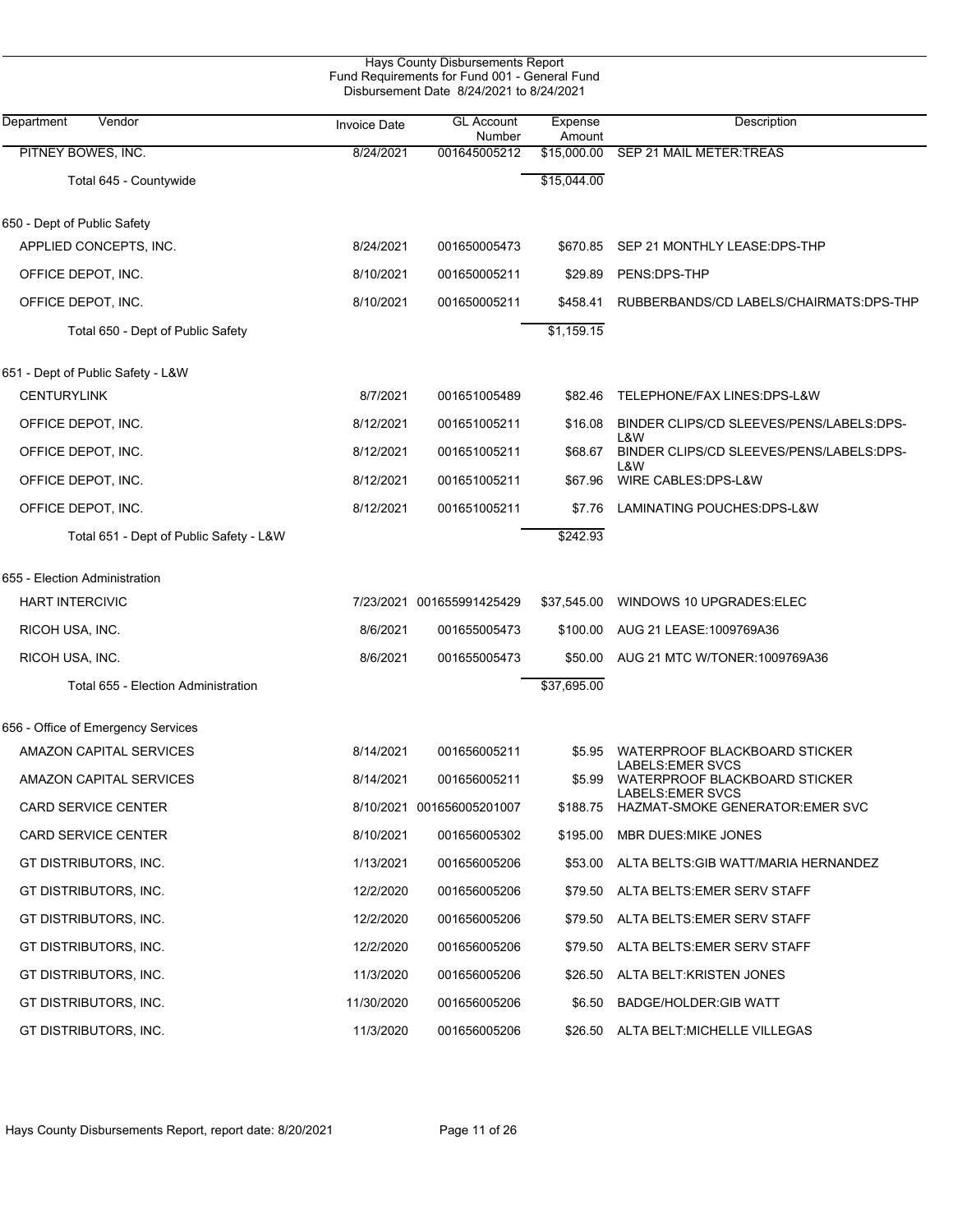Hays County Disbursements Report
Fund Requirements for Fund 001 - General Fund
Disbursement Date 8/24/2021 to 8/24/2021

| Department Vendor | Invoice Date | GL Account Number | Expense Amount | Description |
|---|---|---|---|---|
| PITNEY BOWES, INC. | 8/24/2021 | 001645005212 | $15,000.00 | SEP 21 MAIL METER:TREAS |
| Total 645 - Countywide | | | $15,044.00 | |
| 650 - Dept of Public Safety | | | | |
| APPLIED CONCEPTS, INC. | 8/24/2021 | 001650005473 | $670.85 | SEP 21 MONTHLY LEASE:DPS-THP |
| OFFICE DEPOT, INC. | 8/10/2021 | 001650005211 | $29.89 | PENS:DPS-THP |
| OFFICE DEPOT, INC. | 8/10/2021 | 001650005211 | $458.41 | RUBBERBANDS/CD LABELS/CHAIRMATS:DPS-THP |
| Total 650 - Dept of Public Safety | | | $1,159.15 | |
| 651 - Dept of Public Safety - L&W | | | | |
| CENTURYLINK | 8/7/2021 | 001651005489 | $82.46 | TELEPHONE/FAX LINES:DPS-L&W |
| OFFICE DEPOT, INC. | 8/12/2021 | 001651005211 | $16.08 | BINDER CLIPS/CD SLEEVES/PENS/LABELS:DPS-L&W |
| OFFICE DEPOT, INC. | 8/12/2021 | 001651005211 | $68.67 | BINDER CLIPS/CD SLEEVES/PENS/LABELS:DPS-L&W |
| OFFICE DEPOT, INC. | 8/12/2021 | 001651005211 | $67.96 | WIRE CABLES:DPS-L&W |
| OFFICE DEPOT, INC. | 8/12/2021 | 001651005211 | $7.76 | LAMINATING POUCHES:DPS-L&W |
| Total 651 - Dept of Public Safety - L&W | | | $242.93 | |
| 655 - Election Administration | | | | |
| HART INTERCIVIC | 7/23/2021 | 001655991425429 | $37,545.00 | WINDOWS 10 UPGRADES:ELEC |
| RICOH USA, INC. | 8/6/2021 | 001655005473 | $100.00 | AUG 21 LEASE:1009769A36 |
| RICOH USA, INC. | 8/6/2021 | 001655005473 | $50.00 | AUG 21 MTC W/TONER:1009769A36 |
| Total 655 - Election Administration | | | $37,695.00 | |
| 656 - Office of Emergency Services | | | | |
| AMAZON CAPITAL SERVICES | 8/14/2021 | 001656005211 | $5.95 | WATERPROOF BLACKBOARD STICKER LABELS:EMER SVCS |
| AMAZON CAPITAL SERVICES | 8/14/2021 | 001656005211 | $5.99 | WATERPROOF BLACKBOARD STICKER LABELS:EMER SVCS |
| CARD SERVICE CENTER | 8/10/2021 | 001656005201007 | $188.75 | HAZMAT-SMOKE GENERATOR:EMER SVC |
| CARD SERVICE CENTER | 8/10/2021 | 001656005302 | $195.00 | MBR DUES:MIKE JONES |
| GT DISTRIBUTORS, INC. | 1/13/2021 | 001656005206 | $53.00 | ALTA BELTS:GIB WATT/MARIA HERNANDEZ |
| GT DISTRIBUTORS, INC. | 12/2/2020 | 001656005206 | $79.50 | ALTA BELTS:EMER SERV STAFF |
| GT DISTRIBUTORS, INC. | 12/2/2020 | 001656005206 | $79.50 | ALTA BELTS:EMER SERV STAFF |
| GT DISTRIBUTORS, INC. | 12/2/2020 | 001656005206 | $79.50 | ALTA BELTS:EMER SERV STAFF |
| GT DISTRIBUTORS, INC. | 11/3/2020 | 001656005206 | $26.50 | ALTA BELT:KRISTEN JONES |
| GT DISTRIBUTORS, INC. | 11/30/2020 | 001656005206 | $6.50 | BADGE/HOLDER:GIB WATT |
| GT DISTRIBUTORS, INC. | 11/3/2020 | 001656005206 | $26.50 | ALTA BELT:MICHELLE VILLEGAS |

Hays County Disbursements Report, report date: 8/20/2021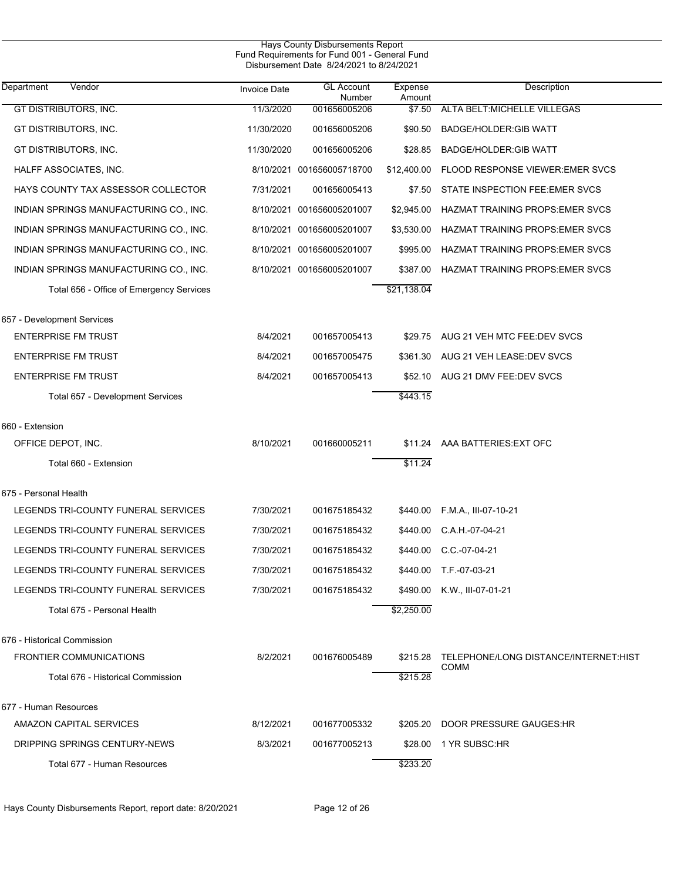Hays County Disbursements Report
Fund Requirements for Fund 001 - General Fund
Disbursement Date 8/24/2021 to 8/24/2021

| Department | Vendor | Invoice Date | GL Account Number | Expense Amount | Description |
|---|---|---|---|---|---|
| | GT DISTRIBUTORS, INC. | 11/3/2020 | 001656005206 | $7.50 | ALTA BELT:MICHELLE VILLEGAS |
| | GT DISTRIBUTORS, INC. | 11/30/2020 | 001656005206 | $90.50 | BADGE/HOLDER:GIB WATT |
| | GT DISTRIBUTORS, INC. | 11/30/2020 | 001656005206 | $28.85 | BADGE/HOLDER:GIB WATT |
| | HALFF ASSOCIATES, INC. | 8/10/2021 | 001656005718700 | $12,400.00 | FLOOD RESPONSE VIEWER:EMER SVCS |
| | HAYS COUNTY TAX ASSESSOR COLLECTOR | 7/31/2021 | 001656005413 | $7.50 | STATE INSPECTION FEE:EMER SVCS |
| | INDIAN SPRINGS MANUFACTURING CO., INC. | 8/10/2021 | 001656005201007 | $2,945.00 | HAZMAT TRAINING PROPS:EMER SVCS |
| | INDIAN SPRINGS MANUFACTURING CO., INC. | 8/10/2021 | 001656005201007 | $3,530.00 | HAZMAT TRAINING PROPS:EMER SVCS |
| | INDIAN SPRINGS MANUFACTURING CO., INC. | 8/10/2021 | 001656005201007 | $995.00 | HAZMAT TRAINING PROPS:EMER SVCS |
| | INDIAN SPRINGS MANUFACTURING CO., INC. | 8/10/2021 | 001656005201007 | $387.00 | HAZMAT TRAINING PROPS:EMER SVCS |
| | Total 656 - Office of Emergency Services | | | $21,138.04 | |
| 657 - Development Services | | | | | |
| | ENTERPRISE FM TRUST | 8/4/2021 | 001657005413 | $29.75 | AUG 21 VEH MTC FEE:DEV SVCS |
| | ENTERPRISE FM TRUST | 8/4/2021 | 001657005475 | $361.30 | AUG 21 VEH LEASE:DEV SVCS |
| | ENTERPRISE FM TRUST | 8/4/2021 | 001657005413 | $52.10 | AUG 21 DMV FEE:DEV SVCS |
| | Total 657 - Development Services | | | $443.15 | |
| 660 - Extension | | | | | |
| | OFFICE DEPOT, INC. | 8/10/2021 | 001660005211 | $11.24 | AAA BATTERIES:EXT OFC |
| | Total 660 - Extension | | | $11.24 | |
| 675 - Personal Health | | | | | |
| | LEGENDS TRI-COUNTY FUNERAL SERVICES | 7/30/2021 | 001675185432 | $440.00 | F.M.A., III-07-10-21 |
| | LEGENDS TRI-COUNTY FUNERAL SERVICES | 7/30/2021 | 001675185432 | $440.00 | C.A.H.-07-04-21 |
| | LEGENDS TRI-COUNTY FUNERAL SERVICES | 7/30/2021 | 001675185432 | $440.00 | C.C.-07-04-21 |
| | LEGENDS TRI-COUNTY FUNERAL SERVICES | 7/30/2021 | 001675185432 | $440.00 | T.F.-07-03-21 |
| | LEGENDS TRI-COUNTY FUNERAL SERVICES | 7/30/2021 | 001675185432 | $490.00 | K.W., III-07-01-21 |
| | Total 675 - Personal Health | | | $2,250.00 | |
| 676 - Historical Commission | | | | | |
| | FRONTIER COMMUNICATIONS | 8/2/2021 | 001676005489 | $215.28 | TELEPHONE/LONG DISTANCE/INTERNET:HIST COMM |
| | Total 676 - Historical Commission | | | $215.28 | |
| 677 - Human Resources | | | | | |
| | AMAZON CAPITAL SERVICES | 8/12/2021 | 001677005332 | $205.20 | DOOR PRESSURE GAUGES:HR |
| | DRIPPING SPRINGS CENTURY-NEWS | 8/3/2021 | 001677005213 | $28.00 | 1 YR SUBSC:HR |
| | Total 677 - Human Resources | | | $233.20 | |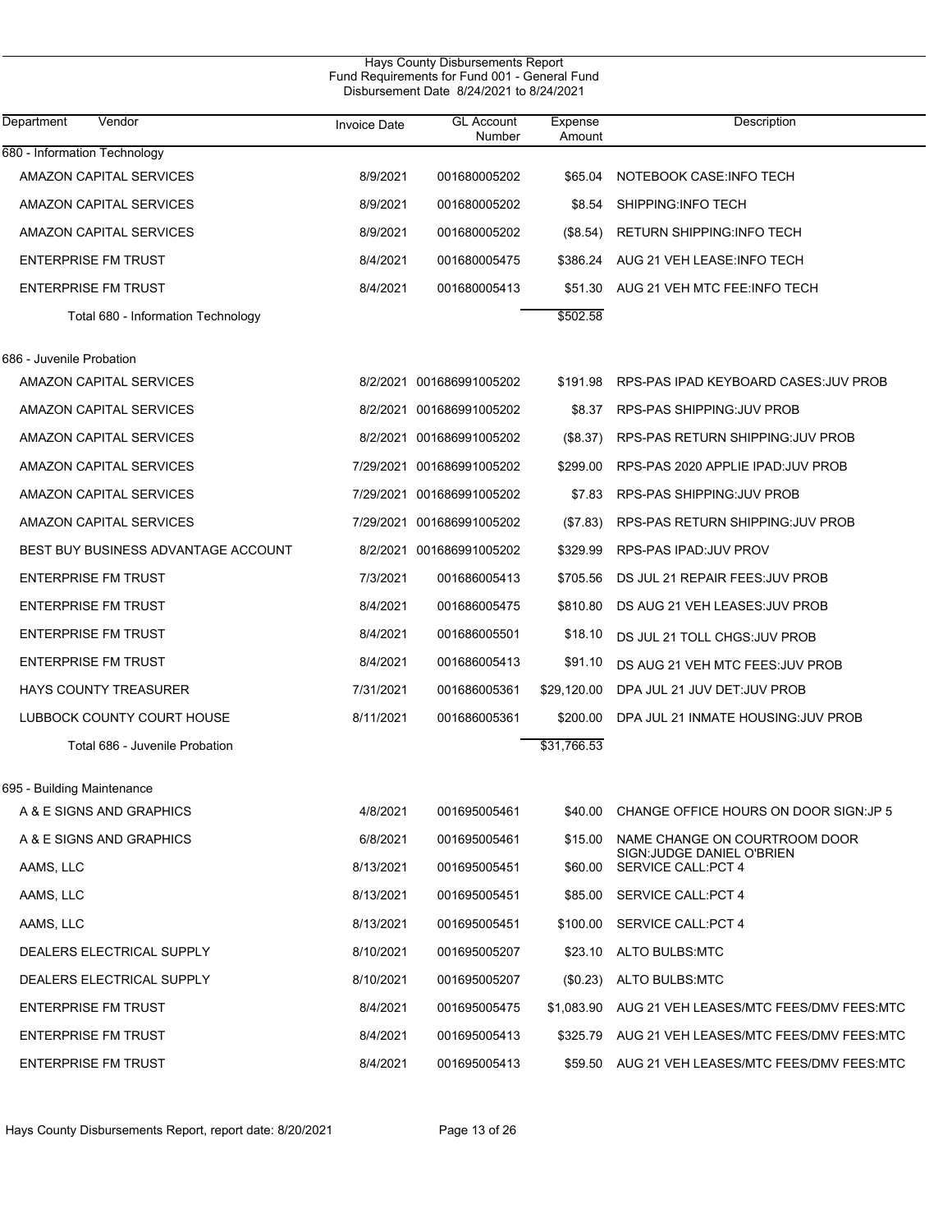# Hays County Disbursements Report
## Fund Requirements for Fund 001 - General Fund
### Disbursement Date 8/24/2021 to 8/24/2021

| Department | Vendor | Invoice Date | GL Account Number | Expense Amount | Description |
|---|---|---|---|---|---|
| **680 - Information Technology** | | | | | |
| | AMAZON CAPITAL SERVICES | 8/9/2021 | 001680005202 | $65.04 | NOTEBOOK CASE:INFO TECH |
| | AMAZON CAPITAL SERVICES | 8/9/2021 | 001680005202 | $8.54 | SHIPPING:INFO TECH |
| | AMAZON CAPITAL SERVICES | 8/9/2021 | 001680005202 | ($8.54) | RETURN SHIPPING:INFO TECH |
| | ENTERPRISE FM TRUST | 8/4/2021 | 001680005475 | $386.24 | AUG 21 VEH LEASE:INFO TECH |
| | ENTERPRISE FM TRUST | 8/4/2021 | 001680005413 | $51.30 | AUG 21 VEH MTC FEE:INFO TECH |
| | Total 680 - Information Technology | | | $502.58 | |
| **686 - Juvenile Probation** | | | | | |
| | AMAZON CAPITAL SERVICES | 8/2/2021 | 001686991005202 | $191.98 | RPS-PAS IPAD KEYBOARD CASES:JUV PROB |
| | AMAZON CAPITAL SERVICES | 8/2/2021 | 001686991005202 | $8.37 | RPS-PAS SHIPPING:JUV PROB |
| | AMAZON CAPITAL SERVICES | 8/2/2021 | 001686991005202 | ($8.37) | RPS-PAS RETURN SHIPPING:JUV PROB |
| | AMAZON CAPITAL SERVICES | 7/29/2021 | 001686991005202 | $299.00 | RPS-PAS 2020 APPLIE IPAD:JUV PROB |
| | AMAZON CAPITAL SERVICES | 7/29/2021 | 001686991005202 | $7.83 | RPS-PAS SHIPPING:JUV PROB |
| | AMAZON CAPITAL SERVICES | 7/29/2021 | 001686991005202 | ($7.83) | RPS-PAS RETURN SHIPPING:JUV PROB |
| | BEST BUY BUSINESS ADVANTAGE ACCOUNT | 8/2/2021 | 001686991005202 | $329.99 | RPS-PAS IPAD:JUV PROV |
| | ENTERPRISE FM TRUST | 7/3/2021 | 001686005413 | $705.56 | DS JUL 21 REPAIR FEES:JUV PROB |
| | ENTERPRISE FM TRUST | 8/4/2021 | 001686005475 | $810.80 | DS AUG 21 VEH LEASES:JUV PROB |
| | ENTERPRISE FM TRUST | 8/4/2021 | 001686005501 | $18.10 | DS JUL 21 TOLL CHGS:JUV PROB |
| | ENTERPRISE FM TRUST | 8/4/2021 | 001686005413 | $91.10 | DS AUG 21 VEH MTC FEES:JUV PROB |
| | HAYS COUNTY TREASURER | 7/31/2021 | 001686005361 | $29,120.00 | DPA JUL 21 JUV DET:JUV PROB |
| | LUBBOCK COUNTY COURT HOUSE | 8/11/2021 | 001686005361 | $200.00 | DPA JUL 21 INMATE HOUSING:JUV PROB |
| | Total 686 - Juvenile Probation | | | $31,766.53 | |
| **695 - Building Maintenance** | | | | | |
| | A & E SIGNS AND GRAPHICS | 4/8/2021 | 001695005461 | $40.00 | CHANGE OFFICE HOURS ON DOOR SIGN:JP 5 |
| | A & E SIGNS AND GRAPHICS | 6/8/2021 | 001695005461 | $15.00 | NAME CHANGE ON COURTROOM DOOR SIGN:JUDGE DANIEL O'BRIEN |
| | AAMS, LLC | 8/13/2021 | 001695005451 | $60.00 | SERVICE CALL:PCT 4 |
| | AAMS, LLC | 8/13/2021 | 001695005451 | $85.00 | SERVICE CALL:PCT 4 |
| | AAMS, LLC | 8/13/2021 | 001695005451 | $100.00 | SERVICE CALL:PCT 4 |
| | DEALERS ELECTRICAL SUPPLY | 8/10/2021 | 001695005207 | $23.10 | ALTO BULBS:MTC |
| | DEALERS ELECTRICAL SUPPLY | 8/10/2021 | 001695005207 | ($0.23) | ALTO BULBS:MTC |
| | ENTERPRISE FM TRUST | 8/4/2021 | 001695005475 | $1,083.90 | AUG 21 VEH LEASES/MTC FEES/DMV FEES:MTC |
| | ENTERPRISE FM TRUST | 8/4/2021 | 001695005413 | $325.79 | AUG 21 VEH LEASES/MTC FEES/DMV FEES:MTC |
| | ENTERPRISE FM TRUST | 8/4/2021 | 001695005413 | $59.50 | AUG 21 VEH LEASES/MTC FEES/DMV FEES:MTC |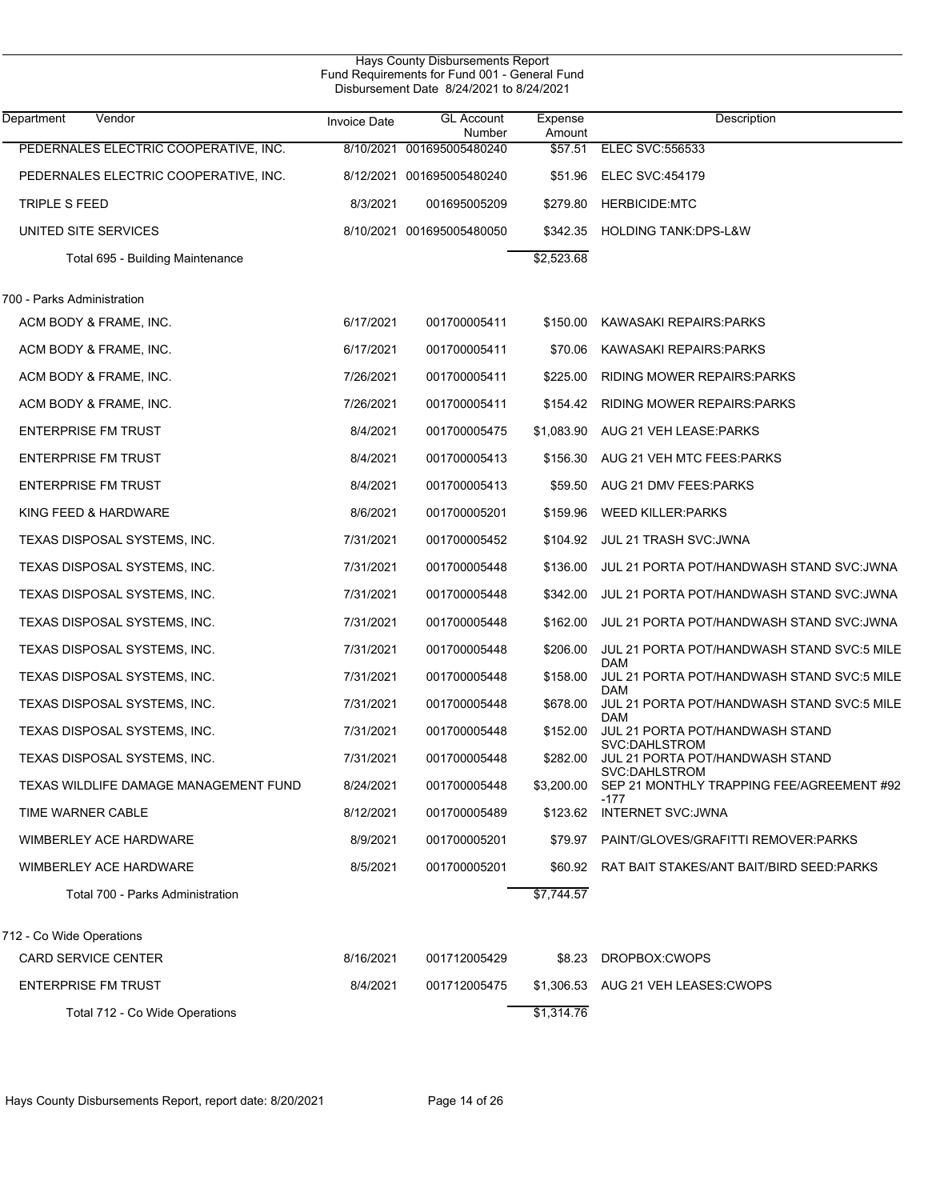Hays County Disbursements Report
Fund Requirements for Fund 001 - General Fund
Disbursement Date 8/24/2021 to 8/24/2021

| Department | Vendor | Invoice Date | GL Account Number | Expense Amount | Description |
|---|---|---|---|---|---|
| | PEDERNALES ELECTRIC COOPERATIVE, INC. | 8/10/2021 | 001695005480240 | $57.51 | ELEC SVC:556533 |
| | PEDERNALES ELECTRIC COOPERATIVE, INC. | 8/12/2021 | 001695005480240 | $51.96 | ELEC SVC:454179 |
| | TRIPLE S FEED | 8/3/2021 | 001695005209 | $279.80 | HERBICIDE:MTC |
| | UNITED SITE SERVICES | 8/10/2021 | 001695005480050 | $342.35 | HOLDING TANK:DPS-L&W |
| | Total 695 - Building Maintenance | | | $2,523.68 | |
| 700 - Parks Administration | | | | | |
| | ACM BODY & FRAME, INC. | 6/17/2021 | 001700005411 | $150.00 | KAWASAKI REPAIRS:PARKS |
| | ACM BODY & FRAME, INC. | 6/17/2021 | 001700005411 | $70.06 | KAWASAKI REPAIRS:PARKS |
| | ACM BODY & FRAME, INC. | 7/26/2021 | 001700005411 | $225.00 | RIDING MOWER REPAIRS:PARKS |
| | ACM BODY & FRAME, INC. | 7/26/2021 | 001700005411 | $154.42 | RIDING MOWER REPAIRS:PARKS |
| | ENTERPRISE FM TRUST | 8/4/2021 | 001700005475 | $1,083.90 | AUG 21 VEH LEASE:PARKS |
| | ENTERPRISE FM TRUST | 8/4/2021 | 001700005413 | $156.30 | AUG 21 VEH MTC FEES:PARKS |
| | ENTERPRISE FM TRUST | 8/4/2021 | 001700005413 | $59.50 | AUG 21 DMV FEES:PARKS |
| | KING FEED & HARDWARE | 8/6/2021 | 001700005201 | $159.96 | WEED KILLER:PARKS |
| | TEXAS DISPOSAL SYSTEMS, INC. | 7/31/2021 | 001700005452 | $104.92 | JUL 21 TRASH SVC:JWNA |
| | TEXAS DISPOSAL SYSTEMS, INC. | 7/31/2021 | 001700005448 | $136.00 | JUL 21 PORTA POT/HANDWASH STAND SVC:JWNA |
| | TEXAS DISPOSAL SYSTEMS, INC. | 7/31/2021 | 001700005448 | $342.00 | JUL 21 PORTA POT/HANDWASH STAND SVC:JWNA |
| | TEXAS DISPOSAL SYSTEMS, INC. | 7/31/2021 | 001700005448 | $162.00 | JUL 21 PORTA POT/HANDWASH STAND SVC:JWNA |
| | TEXAS DISPOSAL SYSTEMS, INC. | 7/31/2021 | 001700005448 | $206.00 | JUL 21 PORTA POT/HANDWASH STAND SVC:5 MILE DAM |
| | TEXAS DISPOSAL SYSTEMS, INC. | 7/31/2021 | 001700005448 | $158.00 | JUL 21 PORTA POT/HANDWASH STAND SVC:5 MILE DAM |
| | TEXAS DISPOSAL SYSTEMS, INC. | 7/31/2021 | 001700005448 | $678.00 | JUL 21 PORTA POT/HANDWASH STAND SVC:5 MILE DAM |
| | TEXAS DISPOSAL SYSTEMS, INC. | 7/31/2021 | 001700005448 | $152.00 | JUL 21 PORTA POT/HANDWASH STAND SVC:DAHLSTROM |
| | TEXAS DISPOSAL SYSTEMS, INC. | 7/31/2021 | 001700005448 | $282.00 | JUL 21 PORTA POT/HANDWASH STAND SVC:DAHLSTROM |
| | TEXAS WILDLIFE DAMAGE MANAGEMENT FUND | 8/24/2021 | 001700005448 | $3,200.00 | SEP 21 MONTHLY TRAPPING FEE/AGREEMENT #92-177 |
| | TIME WARNER CABLE | 8/12/2021 | 001700005489 | $123.62 | INTERNET SVC:JWNA |
| | WIMBERLEY ACE HARDWARE | 8/9/2021 | 001700005201 | $79.97 | PAINT/GLOVES/GRAFITTI REMOVER:PARKS |
| | WIMBERLEY ACE HARDWARE | 8/5/2021 | 001700005201 | $60.92 | RAT BAIT STAKES/ANT BAIT/BIRD SEED:PARKS |
| | Total 700 - Parks Administration | | | $7,744.57 | |
| 712 - Co Wide Operations | | | | | |
| | CARD SERVICE CENTER | 8/16/2021 | 001712005429 | $8.23 | DROPBOX:CWOPS |
| | ENTERPRISE FM TRUST | 8/4/2021 | 001712005475 | $1,306.53 | AUG 21 VEH LEASES:CWOPS |
| | Total 712 - Co Wide Operations | | | $1,314.76 | |

Hays County Disbursements Report, report date: 8/20/2021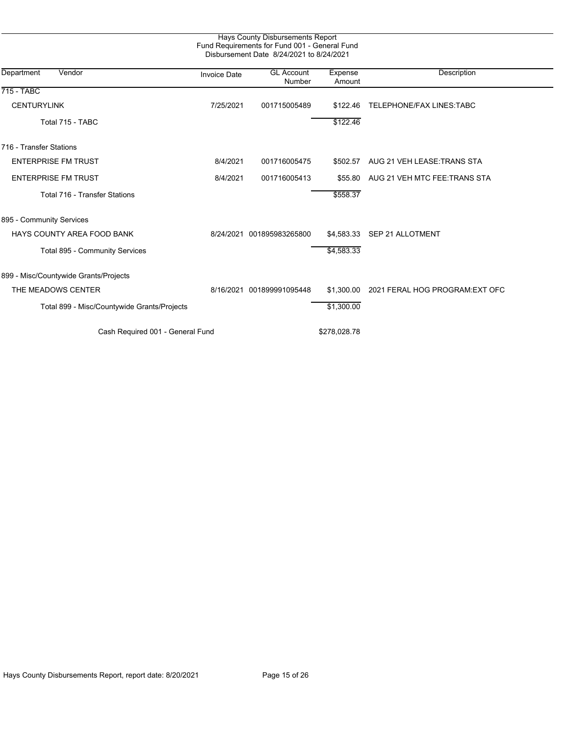Hays County Disbursements Report
Fund Requirements for Fund 001 - General Fund
Disbursement Date 8/24/2021 to 8/24/2021

| Department | Vendor | Invoice Date | GL Account Number | Expense Amount | Description |
|---|---|---|---|---|---|
| 715 - TABC | | | | | |
| | CENTURYLINK | 7/25/2021 | 001715005489 | $122.46 | TELEPHONE/FAX LINES:TABC |
| | Total 715 - TABC | | | $122.46 | |
| 716 - Transfer Stations | | | | | |
| | ENTERPRISE FM TRUST | 8/4/2021 | 001716005475 | $502.57 | AUG 21 VEH LEASE:TRANS STA |
| | ENTERPRISE FM TRUST | 8/4/2021 | 001716005413 | $55.80 | AUG 21 VEH MTC FEE:TRANS STA |
| | Total 716 - Transfer Stations | | | $558.37 | |
| 895 - Community Services | | | | | |
| | HAYS COUNTY AREA FOOD BANK | 8/24/2021 | 001895983265800 | $4,583.33 | SEP 21 ALLOTMENT |
| | Total 895 - Community Services | | | $4,583.33 | |
| 899 - Misc/Countywide Grants/Projects | | | | | |
| | THE MEADOWS CENTER | 8/16/2021 | 001899991095448 | $1,300.00 | 2021 FERAL HOG PROGRAM:EXT OFC |
| | Total 899 - Misc/Countywide Grants/Projects | | | $1,300.00 | |
| | Cash Required 001 - General Fund | | | $278,028.78 | |

Hays County Disbursements Report, report date: 8/20/2021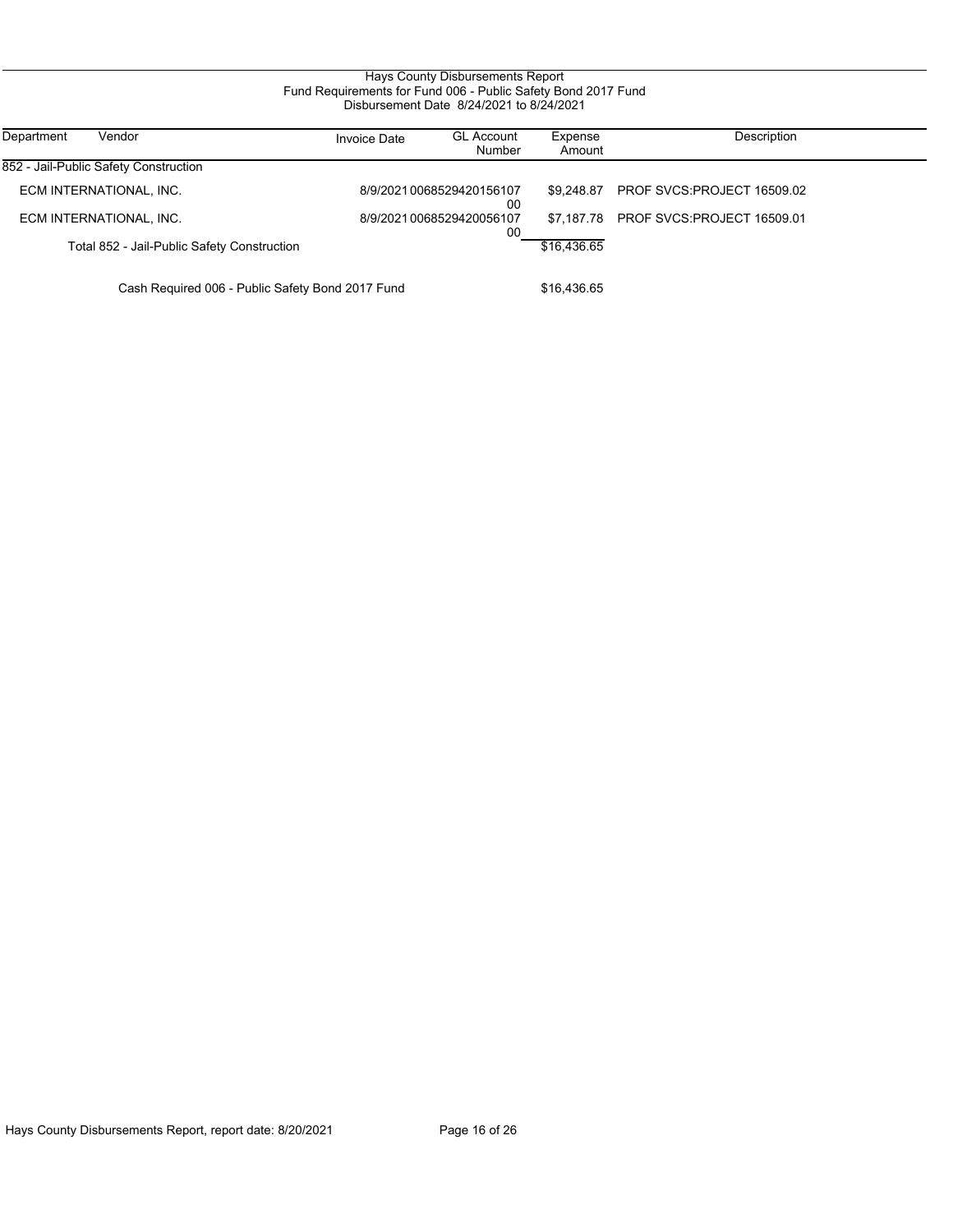# Hays County Disbursements Report

## Fund Requirements for Fund 006 - Public Safety Bond 2017 Fund

### Disbursement Date 8/24/2021 to 8/24/2021

| Department | Vendor | Invoice Date | GL Account Number | Expense Amount | Description |
|---|---|---|---|---|---|
| 852 - Jail-Public Safety Construction | | | | | |
| | ECM INTERNATIONAL, INC. | 8/9/2021 | 006852942015610700 | $9,248.87 | PROF SVCS:PROJECT 16509.02 |
| | ECM INTERNATIONAL, INC. | 8/9/2021 | 006852942005610700 | $7,187.78 | PROF SVCS:PROJECT 16509.01 |
| | Total 852 - Jail-Public Safety Construction | | | $16,436.65 | |
| | Cash Required 006 - Public Safety Bond 2017 Fund | | | $16,436.65 | |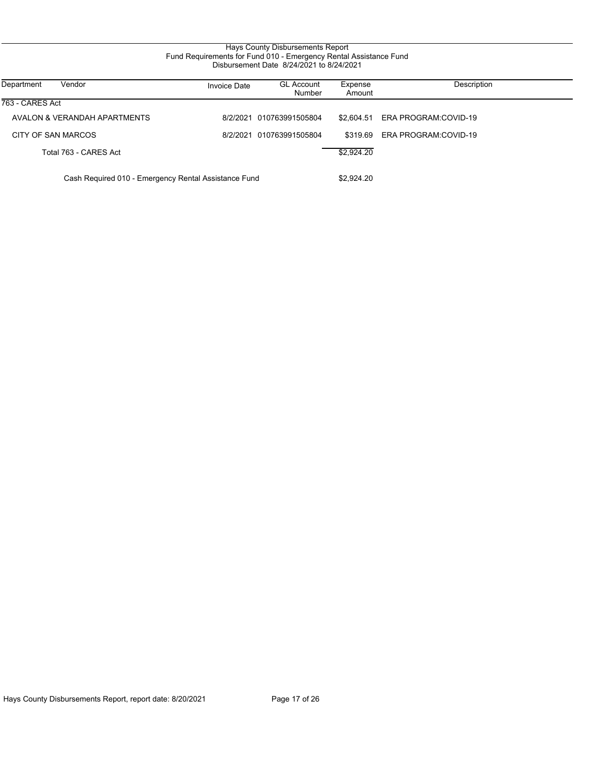# Hays County Disbursements Report
## Fund Requirements for Fund 010 - Emergency Rental Assistance Fund
### Disbursement Date 8/24/2021 to 8/24/2021

| Department | Vendor | Invoice Date | GL Account Number | Expense Amount | Description |
|---|---|---|---|---|---|
| 763 - CARES Act | | | | | |
| | AVALON & VERANDAH APARTMENTS | 8/2/2021 | 010763991505804 | $2,604.51 | ERA PROGRAM:COVID-19 |
| | CITY OF SAN MARCOS | 8/2/2021 | 010763991505804 | $319.69 | ERA PROGRAM:COVID-19 |
| | Total 763 - CARES Act | | | $2,924.20 | |
| | Cash Required 010 - Emergency Rental Assistance Fund | | | $2,924.20 | |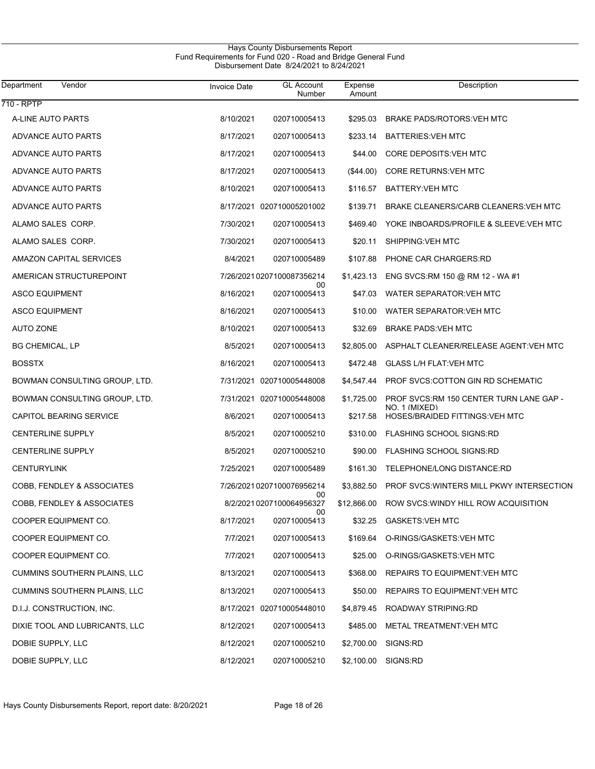# Hays County Disbursements Report

## Fund Requirements for Fund 020 - Road and Bridge General Fund

Disbursement Date 8/24/2021 to 8/24/2021

| Department | Vendor | Invoice Date | GL Account Number | Expense Amount | Description |
|---|---|---|---|---|---|
| 710 - RPTP | | | | | |
| | A-LINE AUTO PARTS | 8/10/2021 | 020710005413 | $295.03 | BRAKE PADS/ROTORS:VEH MTC |
| | ADVANCE AUTO PARTS | 8/17/2021 | 020710005413 | $233.14 | BATTERIES:VEH MTC |
| | ADVANCE AUTO PARTS | 8/17/2021 | 020710005413 | $44.00 | CORE DEPOSITS:VEH MTC |
| | ADVANCE AUTO PARTS | 8/17/2021 | 020710005413 | ($44.00) | CORE RETURNS:VEH MTC |
| | ADVANCE AUTO PARTS | 8/10/2021 | 020710005413 | $116.57 | BATTERY:VEH MTC |
| | ADVANCE AUTO PARTS | 8/17/2021 | 020710005201002 | $139.71 | BRAKE CLEANERS/CARB CLEANERS:VEH MTC |
| | ALAMO SALES CORP. | 7/30/2021 | 020710005413 | $469.40 | YOKE INBOARDS/PROFILE & SLEEVE:VEH MTC |
| | ALAMO SALES CORP. | 7/30/2021 | 020710005413 | $20.11 | SHIPPING:VEH MTC |
| | AMAZON CAPITAL SERVICES | 8/4/2021 | 020710005489 | $107.88 | PHONE CAR CHARGERS:RD |
| | AMERICAN STRUCTUREPOINT | 7/26/2021 | 020710008735621400 | $1,423.13 | ENG SVCS:RM 150 @ RM 12 - WA #1 |
| | ASCO EQUIPMENT | 8/16/2021 | 020710005413 | $47.03 | WATER SEPARATOR:VEH MTC |
| | ASCO EQUIPMENT | 8/16/2021 | 020710005413 | $10.00 | WATER SEPARATOR:VEH MTC |
| | AUTO ZONE | 8/10/2021 | 020710005413 | $32.69 | BRAKE PADS:VEH MTC |
| | BG CHEMICAL, LP | 8/5/2021 | 020710005413 | $2,805.00 | ASPHALT CLEANER/RELEASE AGENT:VEH MTC |
| | BOSSTX | 8/16/2021 | 020710005413 | $472.48 | GLASS L/H FLAT:VEH MTC |
| | BOWMAN CONSULTING GROUP, LTD. | 7/31/2021 | 020710005448008 | $4,547.44 | PROF SVCS:COTTON GIN RD SCHEMATIC |
| | BOWMAN CONSULTING GROUP, LTD. | 7/31/2021 | 020710005448008 | $1,725.00 | PROF SVCS:RM 150 CENTER TURN LANE GAP - NO. 1 (MIXED) |
| | CAPITOL BEARING SERVICE | 8/6/2021 | 020710005413 | $217.58 | HOSES/BRAIDED FITTINGS:VEH MTC |
| | CENTERLINE SUPPLY | 8/5/2021 | 020710005210 | $310.00 | FLASHING SCHOOL SIGNS:RD |
| | CENTERLINE SUPPLY | 8/5/2021 | 020710005210 | $90.00 | FLASHING SCHOOL SIGNS:RD |
| | CENTURYLINK | 7/25/2021 | 020710005489 | $161.30 | TELEPHONE/LONG DISTANCE:RD |
| | COBB, FENDLEY & ASSOCIATES | 7/26/2021 | 020710007695621400 | $3,882.50 | PROF SVCS:WINTERS MILL PKWY INTERSECTION |
| | COBB, FENDLEY & ASSOCIATES | 8/2/2021 | 020710006495632700 | $12,866.00 | ROW SVCS:WINDY HILL ROW ACQUISITION |
| | COOPER EQUIPMENT CO. | 8/17/2021 | 020710005413 | $32.25 | GASKETS:VEH MTC |
| | COOPER EQUIPMENT CO. | 7/7/2021 | 020710005413 | $169.64 | O-RINGS/GASKETS:VEH MTC |
| | COOPER EQUIPMENT CO. | 7/7/2021 | 020710005413 | $25.00 | O-RINGS/GASKETS:VEH MTC |
| | CUMMINS SOUTHERN PLAINS, LLC | 8/13/2021 | 020710005413 | $368.00 | REPAIRS TO EQUIPMENT:VEH MTC |
| | CUMMINS SOUTHERN PLAINS, LLC | 8/13/2021 | 020710005413 | $50.00 | REPAIRS TO EQUIPMENT:VEH MTC |
| | D.I.J. CONSTRUCTION, INC. | 8/17/2021 | 020710005448010 | $4,879.45 | ROADWAY STRIPING:RD |
| | DIXIE TOOL AND LUBRICANTS, LLC | 8/12/2021 | 020710005413 | $485.00 | METAL TREATMENT:VEH MTC |
| | DOBIE SUPPLY, LLC | 8/12/2021 | 020710005210 | $2,700.00 | SIGNS:RD |
| | DOBIE SUPPLY, LLC | 8/12/2021 | 020710005210 | $2,100.00 | SIGNS:RD |

Hays County Disbursements Report, report date: 8/20/2021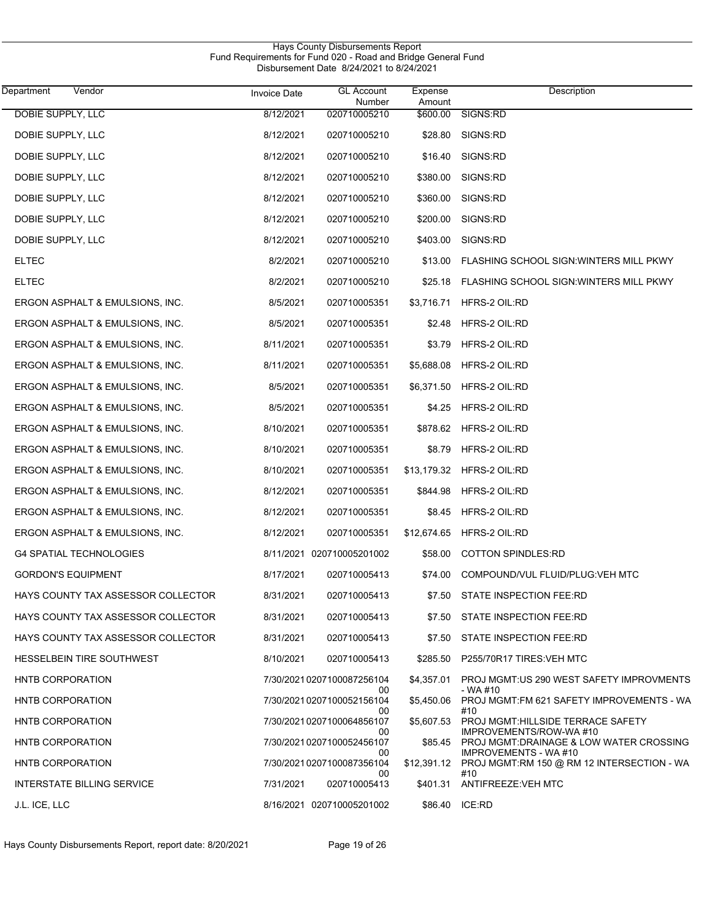Hays County Disbursements Report
Fund Requirements for Fund 020 - Road and Bridge General Fund
Disbursement Date 8/24/2021 to 8/24/2021

| Department Vendor | Invoice Date | GL Account Number | Expense Amount | Description |
|---|---|---|---|---|
| DOBIE SUPPLY, LLC | 8/12/2021 | 020710005210 | $600.00 | SIGNS:RD |
| DOBIE SUPPLY, LLC | 8/12/2021 | 020710005210 | $28.80 | SIGNS:RD |
| DOBIE SUPPLY, LLC | 8/12/2021 | 020710005210 | $16.40 | SIGNS:RD |
| DOBIE SUPPLY, LLC | 8/12/2021 | 020710005210 | $380.00 | SIGNS:RD |
| DOBIE SUPPLY, LLC | 8/12/2021 | 020710005210 | $360.00 | SIGNS:RD |
| DOBIE SUPPLY, LLC | 8/12/2021 | 020710005210 | $200.00 | SIGNS:RD |
| DOBIE SUPPLY, LLC | 8/12/2021 | 020710005210 | $403.00 | SIGNS:RD |
| ELTEC | 8/2/2021 | 020710005210 | $13.00 | FLASHING SCHOOL SIGN:WINTERS MILL PKWY |
| ELTEC | 8/2/2021 | 020710005210 | $25.18 | FLASHING SCHOOL SIGN:WINTERS MILL PKWY |
| ERGON ASPHALT & EMULSIONS, INC. | 8/5/2021 | 020710005351 | $3,716.71 | HFRS-2 OIL:RD |
| ERGON ASPHALT & EMULSIONS, INC. | 8/5/2021 | 020710005351 | $2.48 | HFRS-2 OIL:RD |
| ERGON ASPHALT & EMULSIONS, INC. | 8/11/2021 | 020710005351 | $3.79 | HFRS-2 OIL:RD |
| ERGON ASPHALT & EMULSIONS, INC. | 8/11/2021 | 020710005351 | $5,688.08 | HFRS-2 OIL:RD |
| ERGON ASPHALT & EMULSIONS, INC. | 8/5/2021 | 020710005351 | $6,371.50 | HFRS-2 OIL:RD |
| ERGON ASPHALT & EMULSIONS, INC. | 8/5/2021 | 020710005351 | $4.25 | HFRS-2 OIL:RD |
| ERGON ASPHALT & EMULSIONS, INC. | 8/10/2021 | 020710005351 | $878.62 | HFRS-2 OIL:RD |
| ERGON ASPHALT & EMULSIONS, INC. | 8/10/2021 | 020710005351 | $8.79 | HFRS-2 OIL:RD |
| ERGON ASPHALT & EMULSIONS, INC. | 8/10/2021 | 020710005351 | $13,179.32 | HFRS-2 OIL:RD |
| ERGON ASPHALT & EMULSIONS, INC. | 8/12/2021 | 020710005351 | $844.98 | HFRS-2 OIL:RD |
| ERGON ASPHALT & EMULSIONS, INC. | 8/12/2021 | 020710005351 | $8.45 | HFRS-2 OIL:RD |
| ERGON ASPHALT & EMULSIONS, INC. | 8/12/2021 | 020710005351 | $12,674.65 | HFRS-2 OIL:RD |
| G4 SPATIAL TECHNOLOGIES | 8/11/2021 | 020710005201002 | $58.00 | COTTON SPINDLES:RD |
| GORDON'S EQUIPMENT | 8/17/2021 | 020710005413 | $74.00 | COMPOUND/VUL FLUID/PLUG:VEH MTC |
| HAYS COUNTY TAX ASSESSOR COLLECTOR | 8/31/2021 | 020710005413 | $7.50 | STATE INSPECTION FEE:RD |
| HAYS COUNTY TAX ASSESSOR COLLECTOR | 8/31/2021 | 020710005413 | $7.50 | STATE INSPECTION FEE:RD |
| HAYS COUNTY TAX ASSESSOR COLLECTOR | 8/31/2021 | 020710005413 | $7.50 | STATE INSPECTION FEE:RD |
| HESSELBEIN TIRE SOUTHWEST | 8/10/2021 | 020710005413 | $285.50 | P255/70R17 TIRES:VEH MTC |
| HNTB CORPORATION | 7/30/2021 | 020710008725610400 | $4,357.01 | PROJ MGMT:US 290 WEST SAFETY IMPROVMENTS - WA #10 |
| HNTB CORPORATION | 7/30/2021 | 020710005215610400 | $5,450.06 | PROJ MGMT:FM 621 SAFETY IMPROVEMENTS - WA #10 |
| HNTB CORPORATION | 7/30/2021 | 020710006485610700 | $5,607.53 | PROJ MGMT:HILLSIDE TERRACE SAFETY IMPROVEMENTS/ROW-WA #10 |
| HNTB CORPORATION | 7/30/2021 | 020710005245610700 | $85.45 | PROJ MGMT:DRAINAGE & LOW WATER CROSSING IMPROVEMENTS - WA #10 |
| HNTB CORPORATION | 7/30/2021 | 020710008735610400 | $12,391.12 | PROJ MGMT:RM 150 @ RM 12 INTERSECTION - WA #10 |
| INTERSTATE BILLING SERVICE | 7/31/2021 | 020710005413 | $401.31 | ANTIFREEZE:VEH MTC |
| J.L. ICE, LLC | 8/16/2021 | 020710005201002 | $86.40 | ICE:RD |

Hays County Disbursements Report, report date: 8/20/2021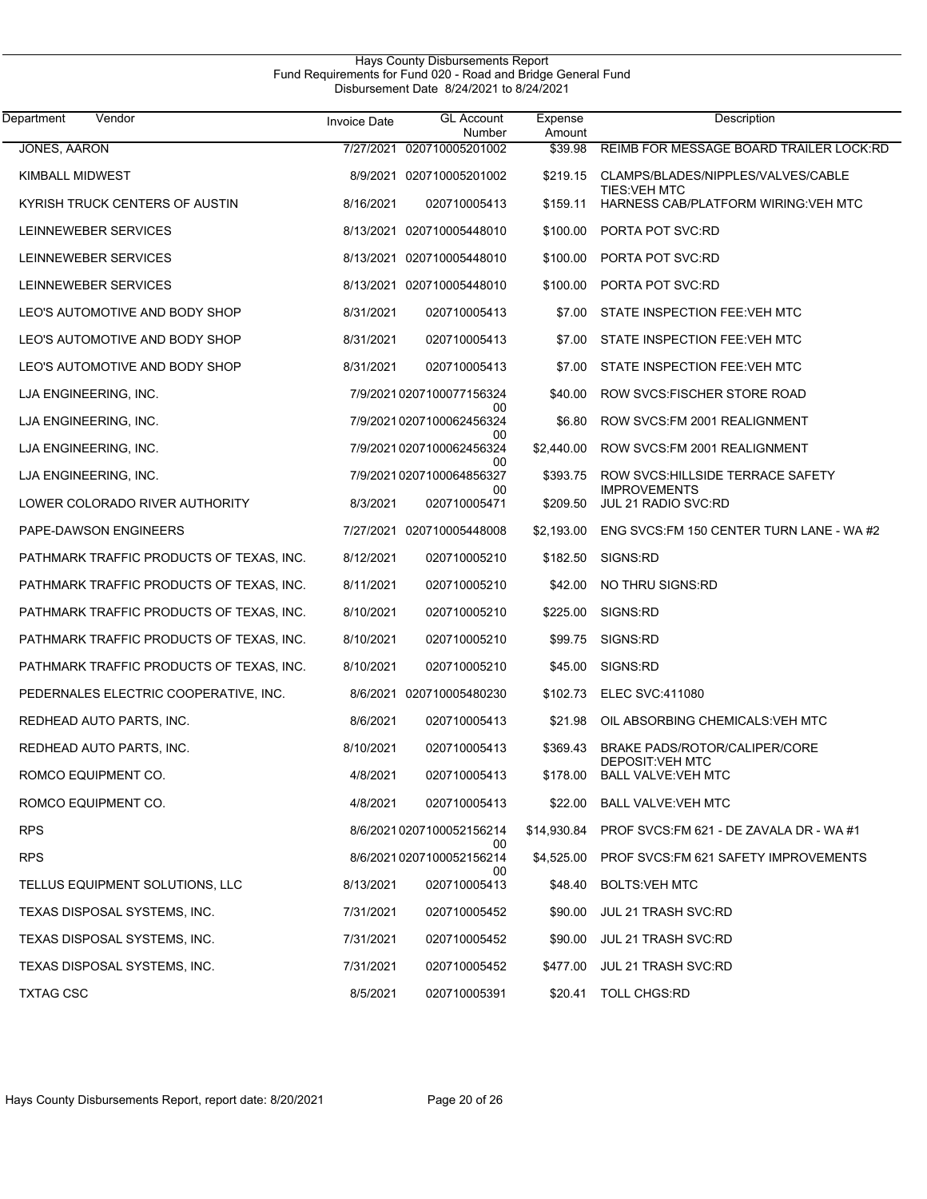Hays County Disbursements Report
Fund Requirements for Fund 020 - Road and Bridge General Fund
Disbursement Date 8/24/2021 to 8/24/2021

| Department | Vendor | Invoice Date | GL Account Number | Expense Amount | Description |
|---|---|---|---|---|---|
| JONES, AARON | | 7/27/2021 | 020710005201002 | $39.98 | REIMB FOR MESSAGE BOARD TRAILER LOCK:RD |
| KIMBALL MIDWEST | | 8/9/2021 | 020710005201002 | $219.15 | CLAMPS/BLADES/NIPPLES/VALVES/CABLE TIES:VEH MTC |
| KYRISH TRUCK CENTERS OF AUSTIN | | 8/16/2021 | 020710005413 | $159.11 | HARNESS CAB/PLATFORM WIRING:VEH MTC |
| LEINNEWEBER SERVICES | | 8/13/2021 | 020710005448010 | $100.00 | PORTA POT SVC:RD |
| LEINNEWEBER SERVICES | | 8/13/2021 | 020710005448010 | $100.00 | PORTA POT SVC:RD |
| LEINNEWEBER SERVICES | | 8/13/2021 | 020710005448010 | $100.00 | PORTA POT SVC:RD |
| LEO'S AUTOMOTIVE AND BODY SHOP | | 8/31/2021 | 020710005413 | $7.00 | STATE INSPECTION FEE:VEH MTC |
| LEO'S AUTOMOTIVE AND BODY SHOP | | 8/31/2021 | 020710005413 | $7.00 | STATE INSPECTION FEE:VEH MTC |
| LEO'S AUTOMOTIVE AND BODY SHOP | | 8/31/2021 | 020710005413 | $7.00 | STATE INSPECTION FEE:VEH MTC |
| LJA ENGINEERING, INC. | | 7/9/2021 | 020710007715632400 | $40.00 | ROW SVCS:FISCHER STORE ROAD |
| LJA ENGINEERING, INC. | | 7/9/2021 | 020710006245632400 | $6.80 | ROW SVCS:FM 2001 REALIGNMENT |
| LJA ENGINEERING, INC. | | 7/9/2021 | 020710006245632400 | $2,440.00 | ROW SVCS:FM 2001 REALIGNMENT |
| LJA ENGINEERING, INC. | | 7/9/2021 | 020710006485632700 | $393.75 | ROW SVCS:HILLSIDE TERRACE SAFETY IMPROVEMENTS |
| LOWER COLORADO RIVER AUTHORITY | | 8/3/2021 | 020710005471 | $209.50 | JUL 21 RADIO SVC:RD |
| PAPE-DAWSON ENGINEERS | | 7/27/2021 | 020710005448008 | $2,193.00 | ENG SVCS:FM 150 CENTER TURN LANE - WA #2 |
| PATHMARK TRAFFIC PRODUCTS OF TEXAS, INC. | | 8/12/2021 | 020710005210 | $182.50 | SIGNS:RD |
| PATHMARK TRAFFIC PRODUCTS OF TEXAS, INC. | | 8/11/2021 | 020710005210 | $42.00 | NO THRU SIGNS:RD |
| PATHMARK TRAFFIC PRODUCTS OF TEXAS, INC. | | 8/10/2021 | 020710005210 | $225.00 | SIGNS:RD |
| PATHMARK TRAFFIC PRODUCTS OF TEXAS, INC. | | 8/10/2021 | 020710005210 | $99.75 | SIGNS:RD |
| PATHMARK TRAFFIC PRODUCTS OF TEXAS, INC. | | 8/10/2021 | 020710005210 | $45.00 | SIGNS:RD |
| PEDERNALES ELECTRIC COOPERATIVE, INC. | | 8/6/2021 | 020710005480230 | $102.73 | ELEC SVC:411080 |
| REDHEAD AUTO PARTS, INC. | | 8/6/2021 | 020710005413 | $21.98 | OIL ABSORBING CHEMICALS:VEH MTC |
| REDHEAD AUTO PARTS, INC. | | 8/10/2021 | 020710005413 | $369.43 | BRAKE PADS/ROTOR/CALIPER/CORE DEPOSIT:VEH MTC |
| ROMCO EQUIPMENT CO. | | 4/8/2021 | 020710005413 | $178.00 | BALL VALVE:VEH MTC |
| ROMCO EQUIPMENT CO. | | 4/8/2021 | 020710005413 | $22.00 | BALL VALVE:VEH MTC |
| RPS | | 8/6/2021 | 020710005215621400 | $14,930.84 | PROF SVCS:FM 621 - DE ZAVALA DR - WA #1 |
| RPS | | 8/6/2021 | 020710005215621400 | $4,525.00 | PROF SVCS:FM 621 SAFETY IMPROVEMENTS |
| TELLUS EQUIPMENT SOLUTIONS, LLC | | 8/13/2021 | 020710005413 | $48.40 | BOLTS:VEH MTC |
| TEXAS DISPOSAL SYSTEMS, INC. | | 7/31/2021 | 020710005452 | $90.00 | JUL 21 TRASH SVC:RD |
| TEXAS DISPOSAL SYSTEMS, INC. | | 7/31/2021 | 020710005452 | $90.00 | JUL 21 TRASH SVC:RD |
| TEXAS DISPOSAL SYSTEMS, INC. | | 7/31/2021 | 020710005452 | $477.00 | JUL 21 TRASH SVC:RD |
| TXTAG CSC | | 8/5/2021 | 020710005391 | $20.41 | TOLL CHGS:RD |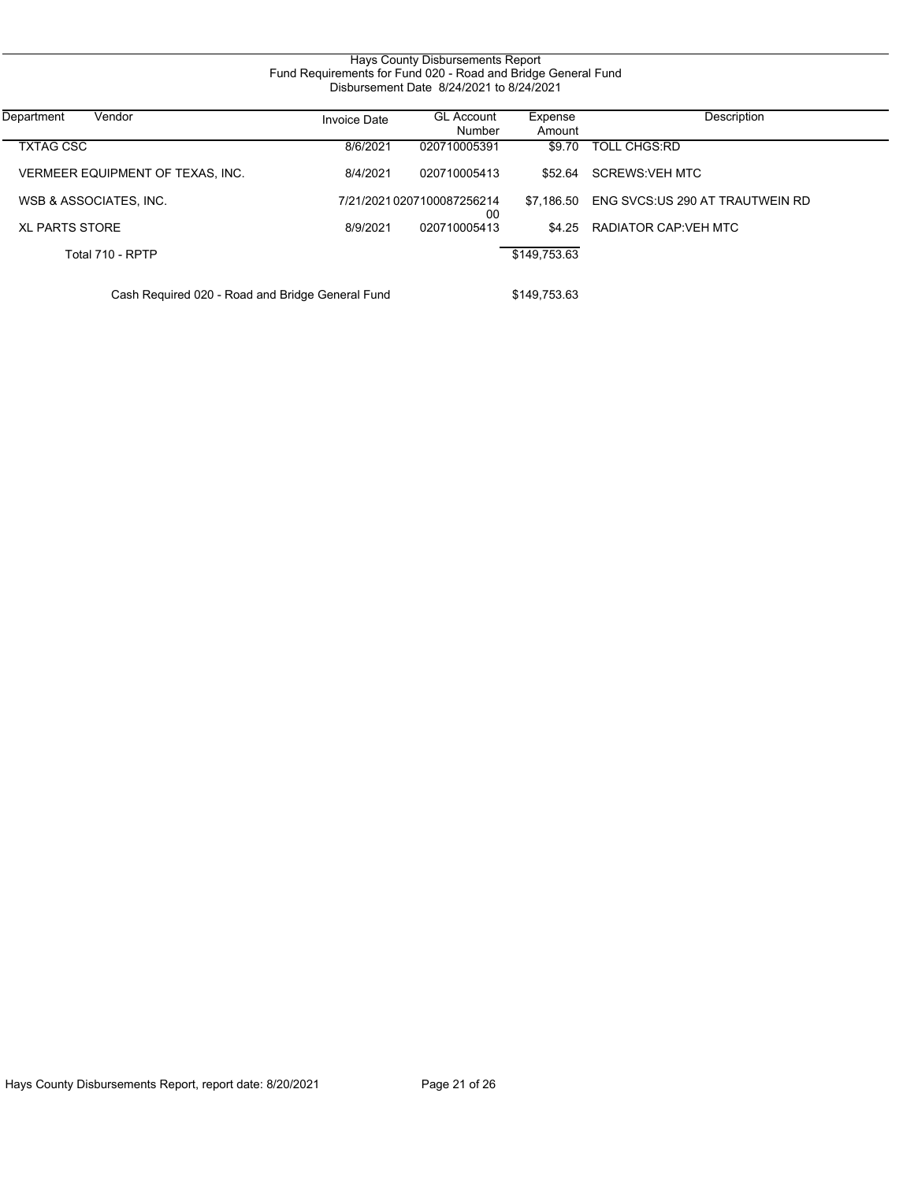# Hays County Disbursements Report
## Fund Requirements for Fund 020 - Road and Bridge General Fund
### Disbursement Date 8/24/2021 to 8/24/2021

| Department | Vendor | Invoice Date | GL Account Number | Expense Amount | Description |
|---|---|---|---|---|---|
| TXTAG CSC | | 8/6/2021 | 020710005391 | $9.70 | TOLL CHGS:RD |
| VERMEER EQUIPMENT OF TEXAS, INC. | | 8/4/2021 | 020710005413 | $52.64 | SCREWS:VEH MTC |
| WSB & ASSOCIATES, INC. | | 7/21/2021 | 020710008725621400 | $7,186.50 | ENG SVCS:US 290 AT TRAUTWEIN RD |
| XL PARTS STORE | | 8/9/2021 | 020710005413 | $4.25 | RADIATOR CAP:VEH MTC |
| Total 710 - RPTP | | | | $149,753.63 | |
| Cash Required 020 - Road and Bridge General Fund | | | | $149,753.63 | |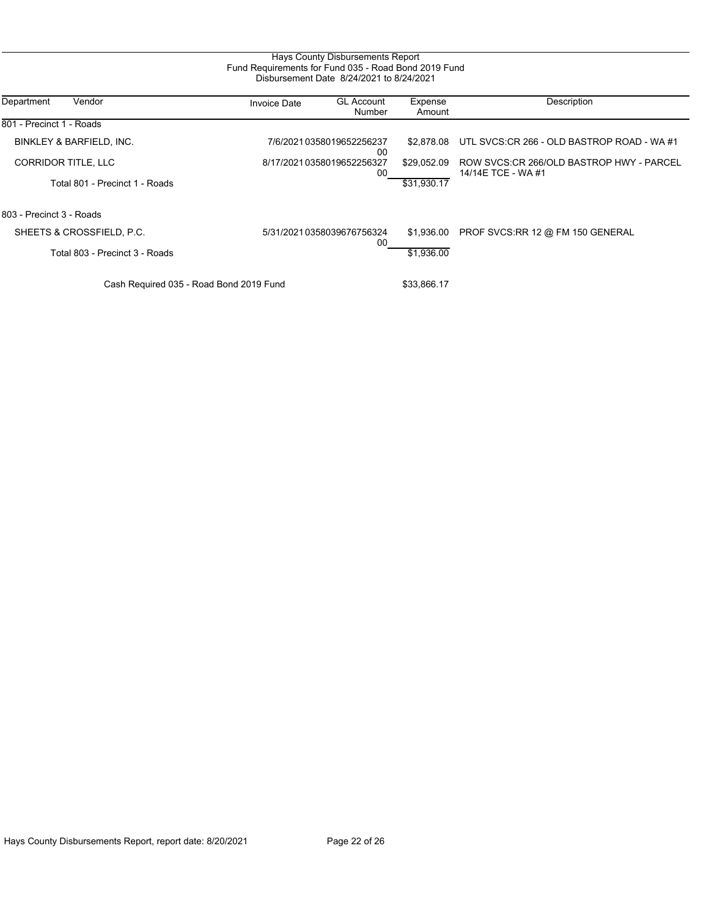Hays County Disbursements Report
Fund Requirements for Fund 035 - Road Bond 2019 Fund
Disbursement Date 8/24/2021 to 8/24/2021

| Department | Vendor | Invoice Date | GL Account Number | Expense Amount | Description |
|---|---|---|---|---|---|
| 801 - Precinct 1 - Roads | | | | | |
| | BINKLEY & BARFIELD, INC. | 7/6/2021 | 035801965225623700 | $2,878.08 | UTL SVCS:CR 266 - OLD BASTROP ROAD - WA #1 |
| | CORRIDOR TITLE, LLC | 8/17/2021 | 035801965225632700 | $29,052.09 | ROW SVCS:CR 266/OLD BASTROP HWY - PARCEL 14/14E TCE - WA #1 |
| | Total 801 - Precinct 1 - Roads | | | $31,930.17 | |
| 803 - Precinct 3 - Roads | | | | | |
| | SHEETS & CROSSFIELD, P.C. | 5/31/2021 | 035803967675632400 | $1,936.00 | PROF SVCS:RR 12 @ FM 150 GENERAL |
| | Total 803 - Precinct 3 - Roads | | | $1,936.00 | |
| | Cash Required 035 - Road Bond 2019 Fund | | | $33,866.17 | |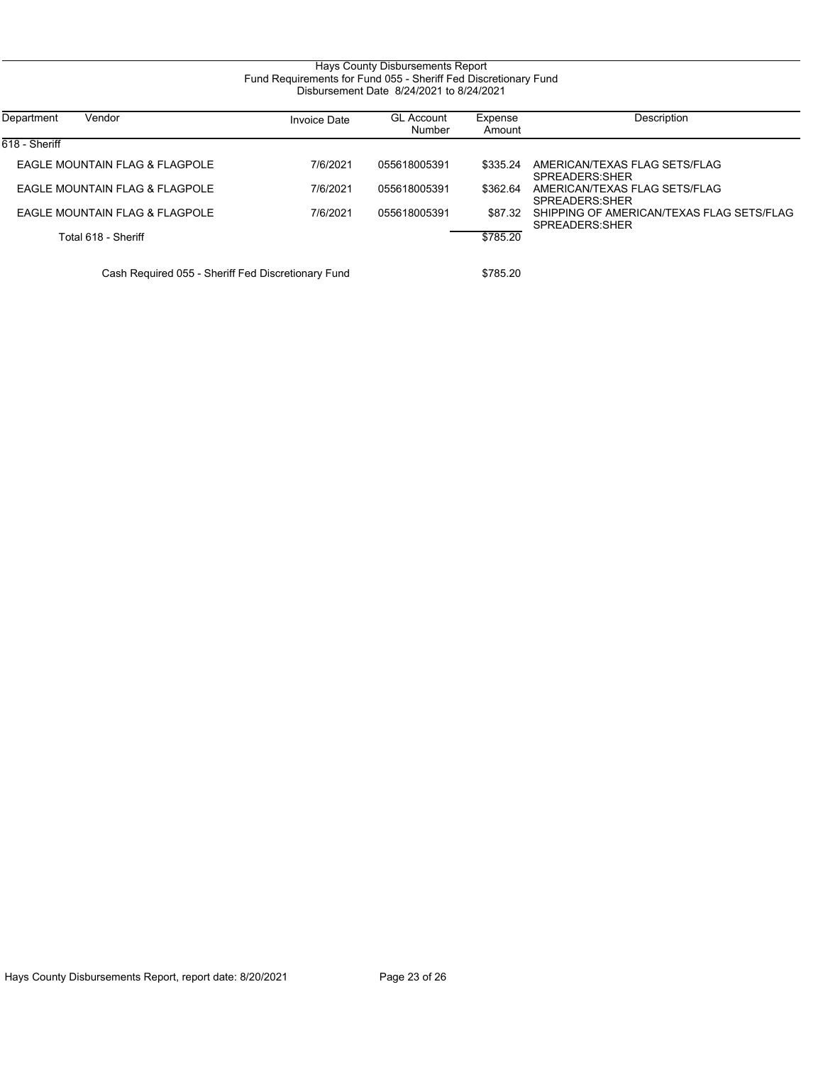Hays County Disbursements Report
Fund Requirements for Fund 055 - Sheriff Fed Discretionary Fund
Disbursement Date 8/24/2021 to 8/24/2021

| Department | Vendor | Invoice Date | GL Account Number | Expense Amount | Description |
|---|---|---|---|---|---|
| 618 - Sheriff | | | | | |
| | EAGLE MOUNTAIN FLAG & FLAGPOLE | 7/6/2021 | 055618005391 | $335.24 | AMERICAN/TEXAS FLAG SETS/FLAG SPREADERS:SHER |
| | EAGLE MOUNTAIN FLAG & FLAGPOLE | 7/6/2021 | 055618005391 | $362.64 | AMERICAN/TEXAS FLAG SETS/FLAG SPREADERS:SHER |
| | EAGLE MOUNTAIN FLAG & FLAGPOLE | 7/6/2021 | 055618005391 | $87.32 | SHIPPING OF AMERICAN/TEXAS FLAG SETS/FLAG SPREADERS:SHER |
| | Total 618 - Sheriff | | | $785.20 | |
| | Cash Required 055 - Sheriff Fed Discretionary Fund | | | $785.20 | |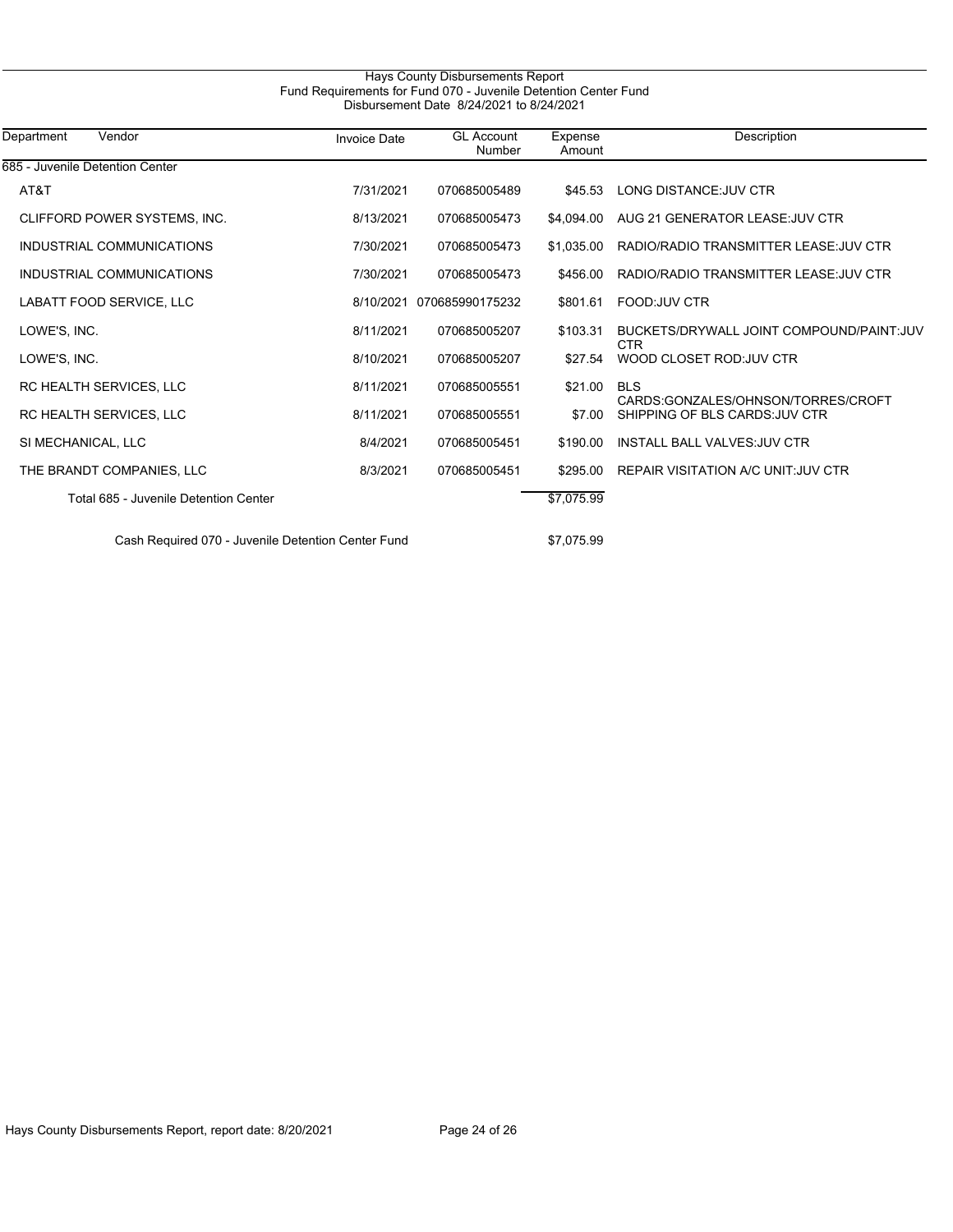# Hays County Disbursements Report

## Fund Requirements for Fund 070 - Juvenile Detention Center Fund

Disbursement Date 8/24/2021 to 8/24/2021

| Department | Vendor | Invoice Date | GL Account Number | Expense Amount | Description |
|---|---|---|---|---|---|
| 685 - Juvenile Detention Center | | | | | |
| | AT&T | 7/31/2021 | 070685005489 | $45.53 | LONG DISTANCE:JUV CTR |
| | CLIFFORD POWER SYSTEMS, INC. | 8/13/2021 | 070685005473 | $4,094.00 | AUG 21 GENERATOR LEASE:JUV CTR |
| | INDUSTRIAL COMMUNICATIONS | 7/30/2021 | 070685005473 | $1,035.00 | RADIO/RADIO TRANSMITTER LEASE:JUV CTR |
| | INDUSTRIAL COMMUNICATIONS | 7/30/2021 | 070685005473 | $456.00 | RADIO/RADIO TRANSMITTER LEASE:JUV CTR |
| | LABATT FOOD SERVICE, LLC | 8/10/2021 | 070685990175232 | $801.61 | FOOD:JUV CTR |
| | LOWE'S, INC. | 8/11/2021 | 070685005207 | $103.31 | BUCKETS/DRYWALL JOINT COMPOUND/PAINT:JUV CTR |
| | LOWE'S, INC. | 8/10/2021 | 070685005207 | $27.54 | WOOD CLOSET ROD:JUV CTR |
| | RC HEALTH SERVICES, LLC | 8/11/2021 | 070685005551 | $21.00 | BLS CARDS:GONZALES/OHNSON/TORRES/CROFT |
| | RC HEALTH SERVICES, LLC | 8/11/2021 | 070685005551 | $7.00 | SHIPPING OF BLS CARDS:JUV CTR |
| | SI MECHANICAL, LLC | 8/4/2021 | 070685005451 | $190.00 | INSTALL BALL VALVES:JUV CTR |
| | THE BRANDT COMPANIES, LLC | 8/3/2021 | 070685005451 | $295.00 | REPAIR VISITATION A/C UNIT:JUV CTR |
| | Total 685 - Juvenile Detention Center | | | $7,075.99 | |
| | Cash Required 070 - Juvenile Detention Center Fund | | | $7,075.99 | |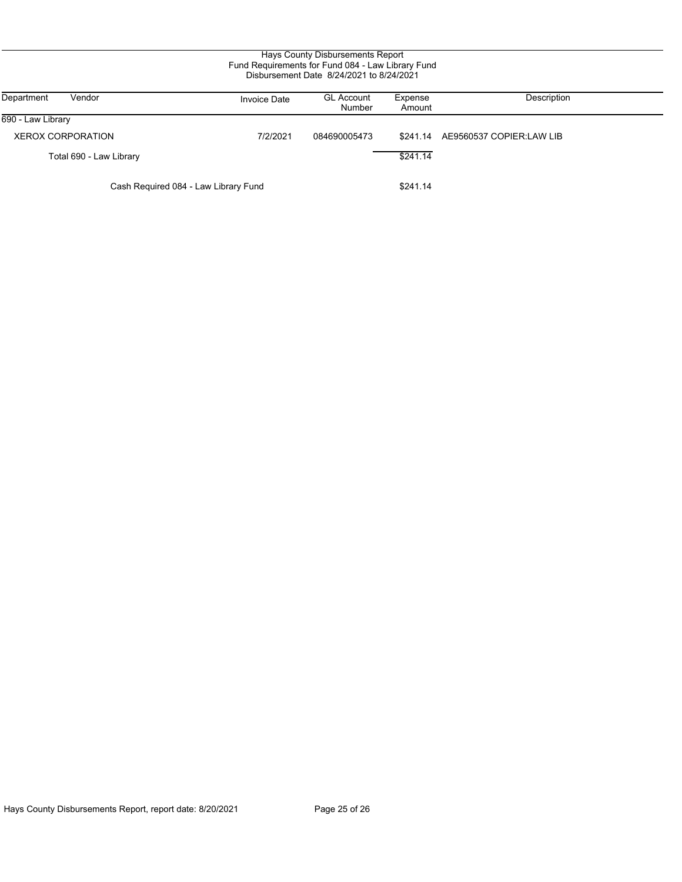Hays County Disbursements Report
Fund Requirements for Fund 084 - Law Library Fund
Disbursement Date 8/24/2021 to 8/24/2021

| Department | Vendor | Invoice Date | GL Account Number | Expense Amount | Description |
|---|---|---|---|---|---|
| 690 - Law Library | | | | | |
| | XEROX CORPORATION | 7/2/2021 | 084690005473 | $241.14 | AE9560537 COPIER:LAW LIB |
| | Total 690 - Law Library | | | $241.14 | |
| | Cash Required 084 - Law Library Fund | | | $241.14 | |

Hays County Disbursements Report, report date: 8/20/2021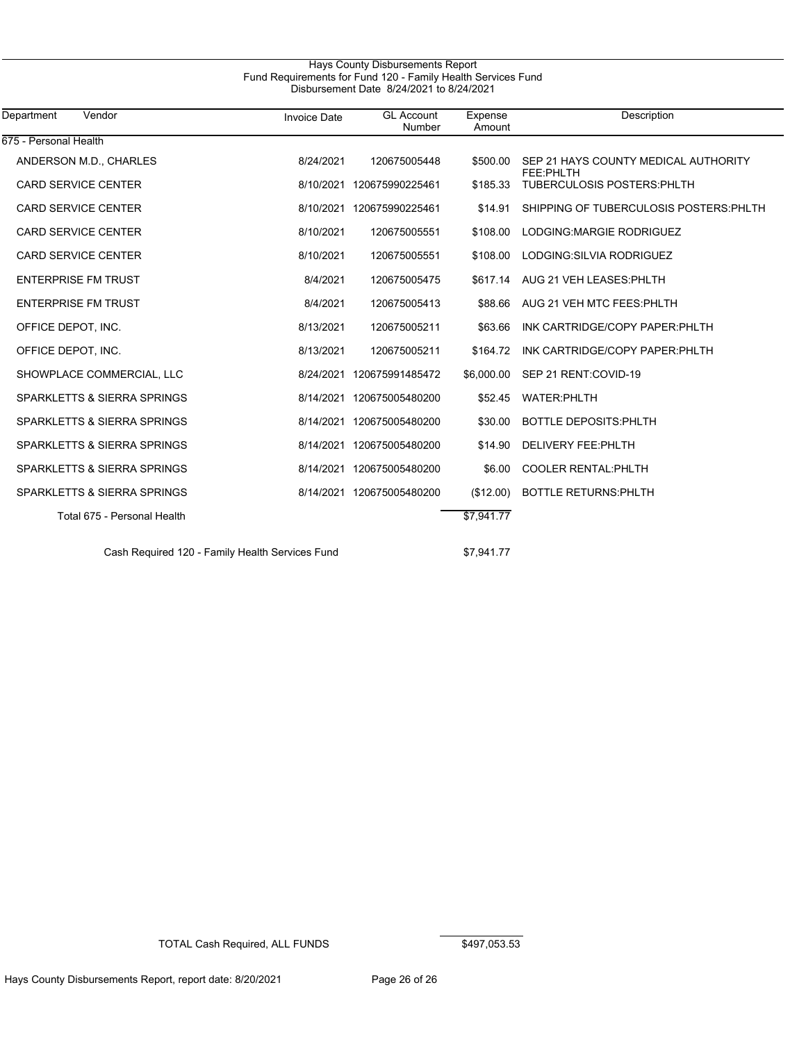Hays County Disbursements Report
Fund Requirements for Fund 120 - Family Health Services Fund
Disbursement Date 8/24/2021 to 8/24/2021

| Department | Vendor | Invoice Date | GL Account Number | Expense Amount | Description |
|---|---|---|---|---|---|
| 675 - Personal Health | | | | | |
| | ANDERSON M.D., CHARLES | 8/24/2021 | 120675005448 | $500.00 | SEP 21 HAYS COUNTY MEDICAL AUTHORITY FEE:PHLTH |
| | CARD SERVICE CENTER | 8/10/2021 | 120675990225461 | $185.33 | TUBERCULOSIS POSTERS:PHLTH |
| | CARD SERVICE CENTER | 8/10/2021 | 120675990225461 | $14.91 | SHIPPING OF TUBERCULOSIS POSTERS:PHLTH |
| | CARD SERVICE CENTER | 8/10/2021 | 120675005551 | $108.00 | LODGING:MARGIE RODRIGUEZ |
| | CARD SERVICE CENTER | 8/10/2021 | 120675005551 | $108.00 | LODGING:SILVIA RODRIGUEZ |
| | ENTERPRISE FM TRUST | 8/4/2021 | 120675005475 | $617.14 | AUG 21 VEH LEASES:PHLTH |
| | ENTERPRISE FM TRUST | 8/4/2021 | 120675005413 | $88.66 | AUG 21 VEH MTC FEES:PHLTH |
| | OFFICE DEPOT, INC. | 8/13/2021 | 120675005211 | $63.66 | INK CARTRIDGE/COPY PAPER:PHLTH |
| | OFFICE DEPOT, INC. | 8/13/2021 | 120675005211 | $164.72 | INK CARTRIDGE/COPY PAPER:PHLTH |
| | SHOWPLACE COMMERCIAL, LLC | 8/24/2021 | 120675991485472 | $6,000.00 | SEP 21 RENT:COVID-19 |
| | SPARKLETTS & SIERRA SPRINGS | 8/14/2021 | 120675005480200 | $52.45 | WATER:PHLTH |
| | SPARKLETTS & SIERRA SPRINGS | 8/14/2021 | 120675005480200 | $30.00 | BOTTLE DEPOSITS:PHLTH |
| | SPARKLETTS & SIERRA SPRINGS | 8/14/2021 | 120675005480200 | $14.90 | DELIVERY FEE:PHLTH |
| | SPARKLETTS & SIERRA SPRINGS | 8/14/2021 | 120675005480200 | $6.00 | COOLER RENTAL:PHLTH |
| | SPARKLETTS & SIERRA SPRINGS | 8/14/2021 | 120675005480200 | ($12.00) | BOTTLE RETURNS:PHLTH |
| | Total 675 - Personal Health | | | $7,941.77 | |
| | Cash Required 120 - Family Health Services Fund | | | $7,941.77 | |

TOTAL Cash Required, ALL FUNDS $497,053.53

Hays County Disbursements Report, report date: 8/20/2021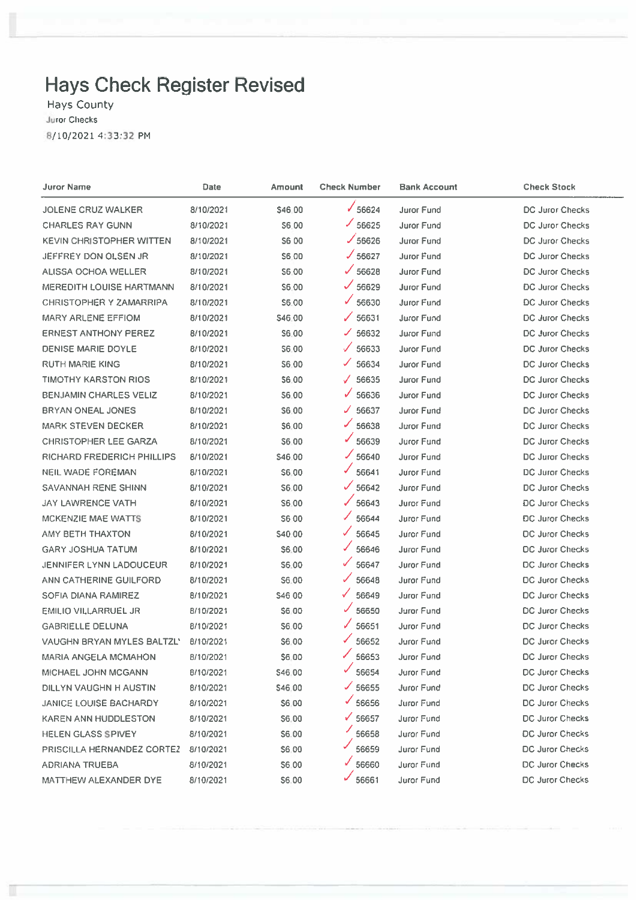# Hays Check Register Revised

Hays County

Juror Checks

8/10/2021 4:33:32 PM

| Juror Name | Date | Amount | Check Number | Bank Account | Check Stock |
|---|---|---|---|---|---|
| JOLENE CRUZ WALKER | 8/10/2021 | $46.00 | ✓56624 | Juror Fund | DC Juror Checks |
| CHARLES RAY GUNN | 8/10/2021 | $6.00 | ✓56625 | Juror Fund | DC Juror Checks |
| KEVIN CHRISTOPHER WITTEN | 8/10/2021 | $6.00 | ✓56626 | Juror Fund | DC Juror Checks |
| JEFFREY DON OLSEN JR | 8/10/2021 | $6.00 | ✓56627 | Juror Fund | DC Juror Checks |
| ALISSA OCHOA WELLER | 8/10/2021 | $6.00 | ✓56628 | Juror Fund | DC Juror Checks |
| MEREDITH LOUISE HARTMANN | 8/10/2021 | $6.00 | ✓56629 | Juror Fund | DC Juror Checks |
| CHRISTOPHER Y ZAMARRIPA | 8/10/2021 | $6.00 | ✓56630 | Juror Fund | DC Juror Checks |
| MARY ARLENE EFFIOM | 8/10/2021 | $46.00 | ✓56631 | Juror Fund | DC Juror Checks |
| ERNEST ANTHONY PEREZ | 8/10/2021 | $6.00 | ✓56632 | Juror Fund | DC Juror Checks |
| DENISE MARIE DOYLE | 8/10/2021 | $6.00 | ✓56633 | Juror Fund | DC Juror Checks |
| RUTH MARIE KING | 8/10/2021 | $6.00 | ✓56634 | Juror Fund | DC Juror Checks |
| TIMOTHY KARSTON RIOS | 8/10/2021 | $6.00 | ✓56635 | Juror Fund | DC Juror Checks |
| BENJAMIN CHARLES VELIZ | 8/10/2021 | $6.00 | ✓56636 | Juror Fund | DC Juror Checks |
| BRYAN ONEAL JONES | 8/10/2021 | $6.00 | ✓56637 | Juror Fund | DC Juror Checks |
| MARK STEVEN DECKER | 8/10/2021 | $6.00 | ✓56638 | Juror Fund | DC Juror Checks |
| CHRISTOPHER LEE GARZA | 8/10/2021 | $6.00 | ✓56639 | Juror Fund | DC Juror Checks |
| RICHARD FREDERICH PHILLIPS | 8/10/2021 | $46.00 | ✓56640 | Juror Fund | DC Juror Checks |
| NEIL WADE FOREMAN | 8/10/2021 | $6.00 | ✓56641 | Juror Fund | DC Juror Checks |
| SAVANNAH RENE SHINN | 8/10/2021 | $6.00 | ✓56642 | Juror Fund | DC Juror Checks |
| JAY LAWRENCE VATH | 8/10/2021 | $6.00 | ✓56643 | Juror Fund | DC Juror Checks |
| MCKENZIE MAE WATTS | 8/10/2021 | $6.00 | ✓56644 | Juror Fund | DC Juror Checks |
| AMY BETH THAXTON | 8/10/2021 | $40.00 | ✓56645 | Juror Fund | DC Juror Checks |
| GARY JOSHUA TATUM | 8/10/2021 | $6.00 | ✓56646 | Juror Fund | DC Juror Checks |
| JENNIFER LYNN LADOUCEUR | 8/10/2021 | $6.00 | ✓56647 | Juror Fund | DC Juror Checks |
| ANN CATHERINE GUILFORD | 8/10/2021 | $6.00 | ✓56648 | Juror Fund | DC Juror Checks |
| SOFIA DIANA RAMIREZ | 8/10/2021 | $46.00 | ✓56649 | Juror Fund | DC Juror Checks |
| EMILIO VILLARRUEL JR | 8/10/2021 | $6.00 | ✓56650 | Juror Fund | DC Juror Checks |
| GABRIELLE DELUNA | 8/10/2021 | $6.00 | ✓56651 | Juror Fund | DC Juror Checks |
| VAUGHN BRYAN MYLES BALTZL' | 8/10/2021 | $6.00 | ✓56652 | Juror Fund | DC Juror Checks |
| MARIA ANGELA MCMAHON | 8/10/2021 | $6.00 | ✓56653 | Juror Fund | DC Juror Checks |
| MICHAEL JOHN MCGANN | 8/10/2021 | $46.00 | ✓56654 | Juror Fund | DC Juror Checks |
| DILLYN VAUGHN H AUSTIN | 8/10/2021 | $46.00 | ✓56655 | Juror Fund | DC Juror Checks |
| JANICE LOUISE BACHARDY | 8/10/2021 | $6.00 | ✓56656 | Juror Fund | DC Juror Checks |
| KAREN ANN HUDDLESTON | 8/10/2021 | $6.00 | ✓56657 | Juror Fund | DC Juror Checks |
| HELEN GLASS SPIVEY | 8/10/2021 | $6.00 | ✓56658 | Juror Fund | DC Juror Checks |
| PRISCILLA HERNANDEZ CORTEZ | 8/10/2021 | $6.00 | ✓56659 | Juror Fund | DC Juror Checks |
| ADRIANA TRUEBA | 8/10/2021 | $6.00 | ✓56660 | Juror Fund | DC Juror Checks |
| MATTHEW ALEXANDER DYE | 8/10/2021 | $6.00 | ✓56661 | Juror Fund | DC Juror Checks |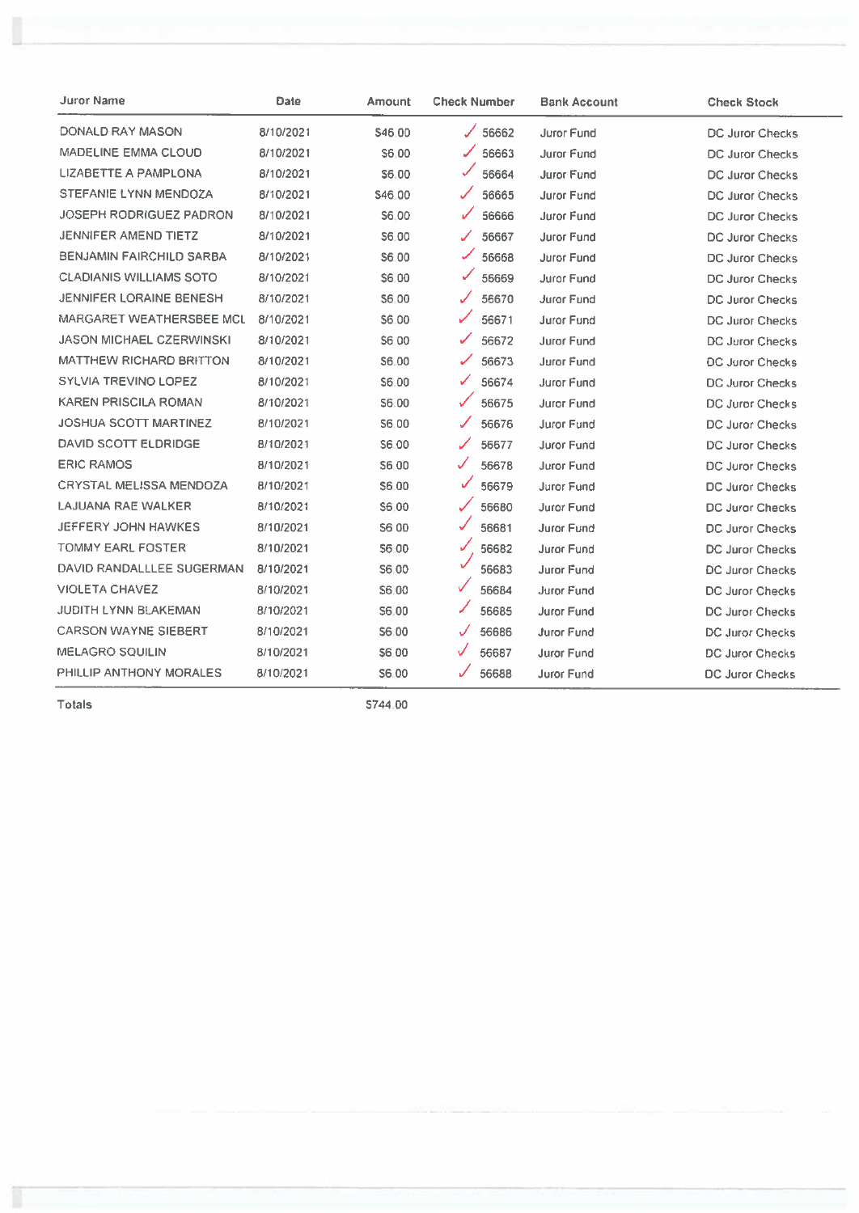| Juror Name | Date | Amount | Check Number | Bank Account | Check Stock |
|---|---|---|---|---|---|
| DONALD RAY MASON | 8/10/2021 | $46.00 | ✓ 56662 | Juror Fund | DC Juror Checks |
| MADELINE EMMA CLOUD | 8/10/2021 | $6.00 | ✓ 56663 | Juror Fund | DC Juror Checks |
| LIZABETTE A PAMPLONA | 8/10/2021 | $6.00 | ✓ 56664 | Juror Fund | DC Juror Checks |
| STEFANIE LYNN MENDOZA | 8/10/2021 | $46.00 | ✓ 56665 | Juror Fund | DC Juror Checks |
| JOSEPH RODRIGUEZ PADRON | 8/10/2021 | $6.00 | ✓ 56666 | Juror Fund | DC Juror Checks |
| JENNIFER AMEND TIETZ | 8/10/2021 | $6.00 | ✓ 56667 | Juror Fund | DC Juror Checks |
| BENJAMIN FAIRCHILD SARBA | 8/10/2021 | $6.00 | ✓ 56668 | Juror Fund | DC Juror Checks |
| CLADIANIS WILLIAMS SOTO | 8/10/2021 | $6.00 | ✓ 56669 | Juror Fund | DC Juror Checks |
| JENNIFER LORAINE BENESH | 8/10/2021 | $6.00 | ✓ 56670 | Juror Fund | DC Juror Checks |
| MARGARET WEATHERSBEE MCL | 8/10/2021 | $6.00 | ✓ 56671 | Juror Fund | DC Juror Checks |
| JASON MICHAEL CZERWINSKI | 8/10/2021 | $6.00 | ✓ 56672 | Juror Fund | DC Juror Checks |
| MATTHEW RICHARD BRITTON | 8/10/2021 | $6.00 | ✓ 56673 | Juror Fund | DC Juror Checks |
| SYLVIA TREVINO LOPEZ | 8/10/2021 | $6.00 | ✓ 56674 | Juror Fund | DC Juror Checks |
| KAREN PRISCILA ROMAN | 8/10/2021 | $6.00 | ✓ 56675 | Juror Fund | DC Juror Checks |
| JOSHUA SCOTT MARTINEZ | 8/10/2021 | $6.00 | ✓ 56676 | Juror Fund | DC Juror Checks |
| DAVID SCOTT ELDRIDGE | 8/10/2021 | $6.00 | ✓ 56677 | Juror Fund | DC Juror Checks |
| ERIC RAMOS | 8/10/2021 | $6.00 | ✓ 56678 | Juror Fund | DC Juror Checks |
| CRYSTAL MELISSA MENDOZA | 8/10/2021 | $6.00 | ✓ 56679 | Juror Fund | DC Juror Checks |
| LAJUANA RAE WALKER | 8/10/2021 | $6.00 | ✓ 56680 | Juror Fund | DC Juror Checks |
| JEFFERY JOHN HAWKES | 8/10/2021 | $6.00 | ✓ 56681 | Juror Fund | DC Juror Checks |
| TOMMY EARL FOSTER | 8/10/2021 | $6.00 | ✓ 56682 | Juror Fund | DC Juror Checks |
| DAVID RANDALLLEE SUGERMAN | 8/10/2021 | $6.00 | ✓ 56683 | Juror Fund | DC Juror Checks |
| VIOLETA CHAVEZ | 8/10/2021 | $6.00 | ✓ 56684 | Juror Fund | DC Juror Checks |
| JUDITH LYNN BLAKEMAN | 8/10/2021 | $6.00 | ✓ 56685 | Juror Fund | DC Juror Checks |
| CARSON WAYNE SIEBERT | 8/10/2021 | $6.00 | ✓ 56686 | Juror Fund | DC Juror Checks |
| MELAGRO SQUILIN | 8/10/2021 | $6.00 | ✓ 56687 | Juror Fund | DC Juror Checks |
| PHILLIP ANTHONY MORALES | 8/10/2021 | $6.00 | ✓ 56688 | Juror Fund | DC Juror Checks |
| Totals | | $744.00 | | | |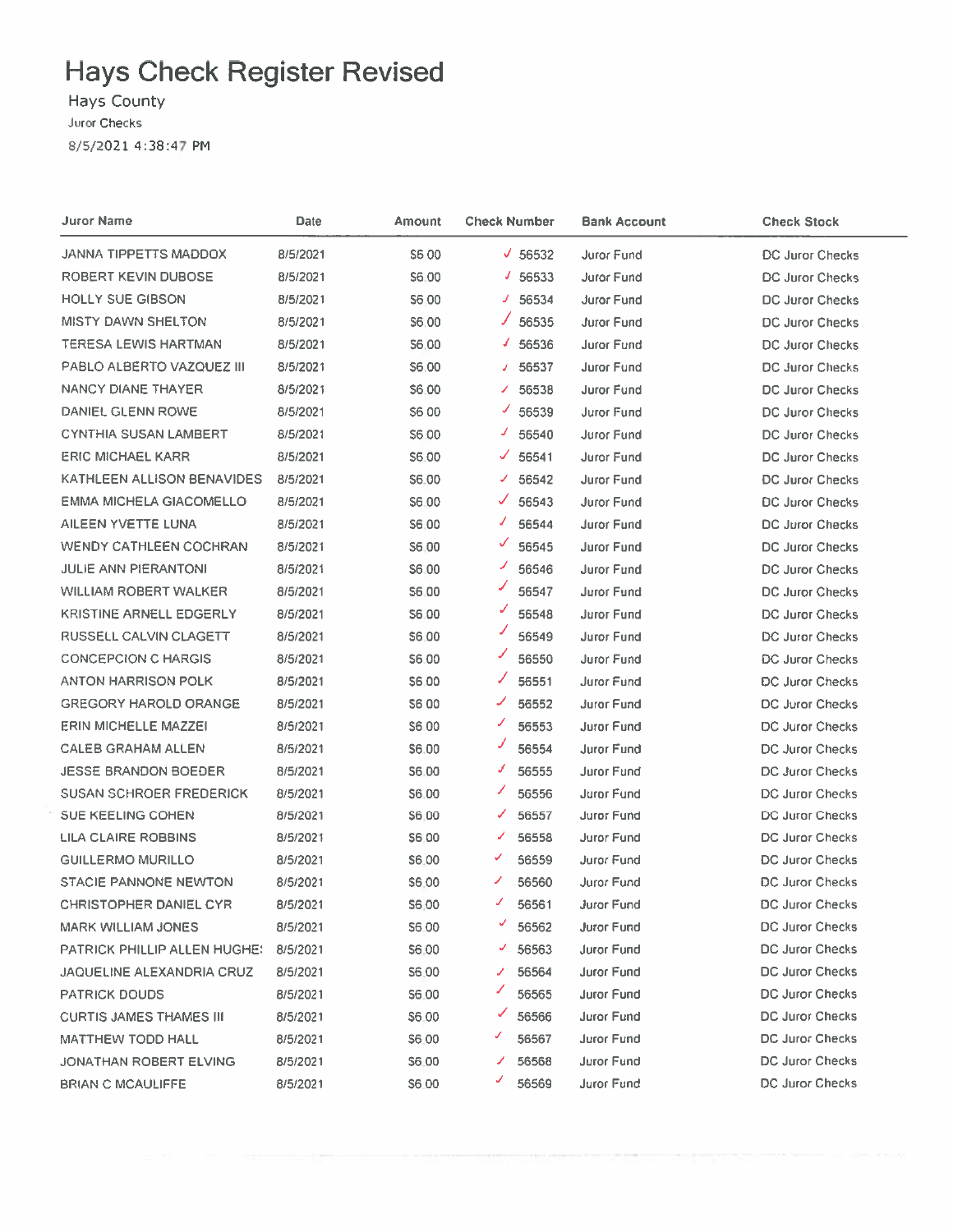# Hays Check Register Revised

Hays County

Juror Checks

8/5/2021 4:38:47 PM

| Juror Name | Date | Amount | Check Number | Bank Account | Check Stock |
|---|---|---|---|---|---|
| JANNA TIPPETTS MADDOX | 8/5/2021 | $6.00 | ✓ 56532 | Juror Fund | DC Juror Checks |
| ROBERT KEVIN DUBOSE | 8/5/2021 | $6.00 | ✓ 56533 | Juror Fund | DC Juror Checks |
| HOLLY SUE GIBSON | 8/5/2021 | $6.00 | ✓ 56534 | Juror Fund | DC Juror Checks |
| MISTY DAWN SHELTON | 8/5/2021 | $6.00 | ✓ 56535 | Juror Fund | DC Juror Checks |
| TERESA LEWIS HARTMAN | 8/5/2021 | $6.00 | ✓ 56536 | Juror Fund | DC Juror Checks |
| PABLO ALBERTO VAZQUEZ III | 8/5/2021 | $6.00 | ✓ 56537 | Juror Fund | DC Juror Checks |
| NANCY DIANE THAYER | 8/5/2021 | $6.00 | ✓ 56538 | Juror Fund | DC Juror Checks |
| DANIEL GLENN ROWE | 8/5/2021 | $6.00 | ✓ 56539 | Juror Fund | DC Juror Checks |
| CYNTHIA SUSAN LAMBERT | 8/5/2021 | $6.00 | ✓ 56540 | Juror Fund | DC Juror Checks |
| ERIC MICHAEL KARR | 8/5/2021 | $6.00 | ✓ 56541 | Juror Fund | DC Juror Checks |
| KATHLEEN ALLISON BENAVIDES | 8/5/2021 | $6.00 | ✓ 56542 | Juror Fund | DC Juror Checks |
| EMMA MICHELA GIACOMELLO | 8/5/2021 | $6.00 | ✓ 56543 | Juror Fund | DC Juror Checks |
| AILEEN YVETTE LUNA | 8/5/2021 | $6.00 | ✓ 56544 | Juror Fund | DC Juror Checks |
| WENDY CATHLEEN COCHRAN | 8/5/2021 | $6.00 | ✓ 56545 | Juror Fund | DC Juror Checks |
| JULIE ANN PIERANTONI | 8/5/2021 | $6.00 | ✓ 56546 | Juror Fund | DC Juror Checks |
| WILLIAM ROBERT WALKER | 8/5/2021 | $6.00 | ✓ 56547 | Juror Fund | DC Juror Checks |
| KRISTINE ARNELL EDGERLY | 8/5/2021 | $6.00 | ✓ 56548 | Juror Fund | DC Juror Checks |
| RUSSELL CALVIN CLAGETT | 8/5/2021 | $6.00 | ✓ 56549 | Juror Fund | DC Juror Checks |
| CONCEPCION C HARGIS | 8/5/2021 | $6.00 | ✓ 56550 | Juror Fund | DC Juror Checks |
| ANTON HARRISON POLK | 8/5/2021 | $6.00 | ✓ 56551 | Juror Fund | DC Juror Checks |
| GREGORY HAROLD ORANGE | 8/5/2021 | $6.00 | ✓ 56552 | Juror Fund | DC Juror Checks |
| ERIN MICHELLE MAZZEI | 8/5/2021 | $6.00 | ✓ 56553 | Juror Fund | DC Juror Checks |
| CALEB GRAHAM ALLEN | 8/5/2021 | $6.00 | ✓ 56554 | Juror Fund | DC Juror Checks |
| JESSE BRANDON BOEDER | 8/5/2021 | $6.00 | ✓ 56555 | Juror Fund | DC Juror Checks |
| SUSAN SCHROER FREDERICK | 8/5/2021 | $6.00 | ✓ 56556 | Juror Fund | DC Juror Checks |
| SUE KEELING COHEN | 8/5/2021 | $6.00 | ✓ 56557 | Juror Fund | DC Juror Checks |
| LILA CLAIRE ROBBINS | 8/5/2021 | $6.00 | ✓ 56558 | Juror Fund | DC Juror Checks |
| GUILLERMO MURILLO | 8/5/2021 | $6.00 | ✓ 56559 | Juror Fund | DC Juror Checks |
| STACIE PANNONE NEWTON | 8/5/2021 | $6.00 | ✓ 56560 | Juror Fund | DC Juror Checks |
| CHRISTOPHER DANIEL CYR | 8/5/2021 | $6.00 | ✓ 56561 | Juror Fund | DC Juror Checks |
| MARK WILLIAM JONES | 8/5/2021 | $6.00 | ✓ 56562 | Juror Fund | DC Juror Checks |
| PATRICK PHILLIP ALLEN HUGHE: | 8/5/2021 | $6.00 | ✓ 56563 | Juror Fund | DC Juror Checks |
| JAQUELINE ALEXANDRIA CRUZ | 8/5/2021 | $6.00 | ✓ 56564 | Juror Fund | DC Juror Checks |
| PATRICK DOUDS | 8/5/2021 | $6.00 | ✓ 56565 | Juror Fund | DC Juror Checks |
| CURTIS JAMES THAMES III | 8/5/2021 | $6.00 | ✓ 56566 | Juror Fund | DC Juror Checks |
| MATTHEW TODD HALL | 8/5/2021 | $6.00 | ✓ 56567 | Juror Fund | DC Juror Checks |
| JONATHAN ROBERT ELVING | 8/5/2021 | $6.00 | ✓ 56568 | Juror Fund | DC Juror Checks |
| BRIAN C MCAULIFFE | 8/5/2021 | $6.00 | ✓ 56569 | Juror Fund | DC Juror Checks |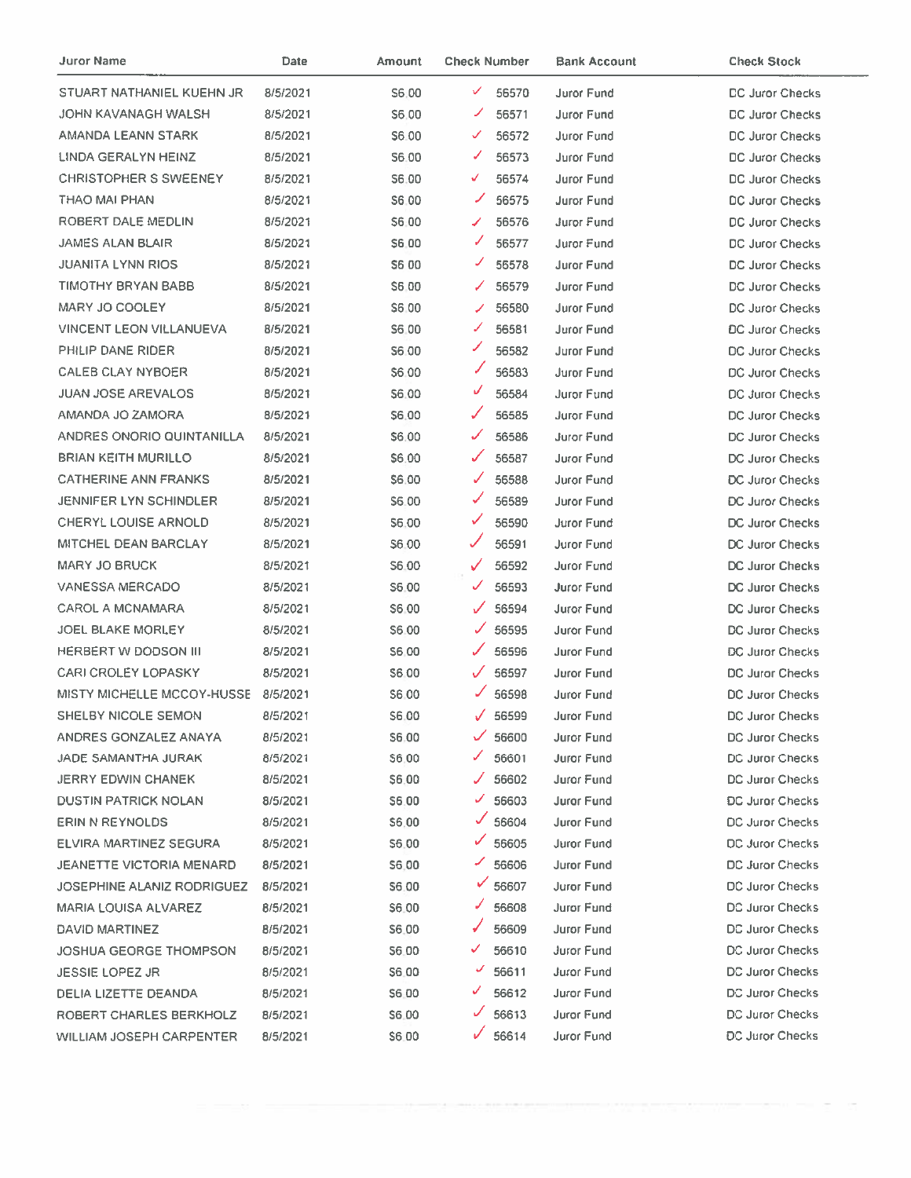| Juror Name | Date | Amount | Check Number | Bank Account | Check Stock |
|---|---|---|---|---|---|
| STUART NATHANIEL KUEHN JR | 8/5/2021 | $6.00 | ✓ 56570 | Juror Fund | DC Juror Checks |
| JOHN KAVANAGH WALSH | 8/5/2021 | $6.00 | ✓ 56571 | Juror Fund | DC Juror Checks |
| AMANDA LEANN STARK | 8/5/2021 | $6.00 | ✓ 56572 | Juror Fund | DC Juror Checks |
| LINDA GERALYN HEINZ | 8/5/2021 | $6.00 | ✓ 56573 | Juror Fund | DC Juror Checks |
| CHRISTOPHER S SWEENEY | 8/5/2021 | $6.00 | ✓ 56574 | Juror Fund | DC Juror Checks |
| THAO MAI PHAN | 8/5/2021 | $6.00 | ✓ 56575 | Juror Fund | DC Juror Checks |
| ROBERT DALE MEDLIN | 8/5/2021 | $6.00 | ✓ 56576 | Juror Fund | DC Juror Checks |
| JAMES ALAN BLAIR | 8/5/2021 | $6.00 | ✓ 56577 | Juror Fund | DC Juror Checks |
| JUANITA LYNN RIOS | 8/5/2021 | $6.00 | ✓ 56578 | Juror Fund | DC Juror Checks |
| TIMOTHY BRYAN BABB | 8/5/2021 | $6.00 | ✓ 56579 | Juror Fund | DC Juror Checks |
| MARY JO COOLEY | 8/5/2021 | $6.00 | ✓ 56580 | Juror Fund | DC Juror Checks |
| VINCENT LEON VILLANUEVA | 8/5/2021 | $6.00 | ✓ 56581 | Juror Fund | DC Juror Checks |
| PHILIP DANE RIDER | 8/5/2021 | $6.00 | ✓ 56582 | Juror Fund | DC Juror Checks |
| CALEB CLAY NYBOER | 8/5/2021 | $6.00 | ✓ 56583 | Juror Fund | DC Juror Checks |
| JUAN JOSE AREVALOS | 8/5/2021 | $6.00 | ✓ 56584 | Juror Fund | DC Juror Checks |
| AMANDA JO ZAMORA | 8/5/2021 | $6.00 | ✓ 56585 | Juror Fund | DC Juror Checks |
| ANDRES ONORIO QUINTANILLA | 8/5/2021 | $6.00 | ✓ 56586 | Juror Fund | DC Juror Checks |
| BRIAN KEITH MURILLO | 8/5/2021 | $6.00 | ✓ 56587 | Juror Fund | DC Juror Checks |
| CATHERINE ANN FRANKS | 8/5/2021 | $6.00 | ✓ 56588 | Juror Fund | DC Juror Checks |
| JENNIFER LYN SCHINDLER | 8/5/2021 | $6.00 | ✓ 56589 | Juror Fund | DC Juror Checks |
| CHERYL LOUISE ARNOLD | 8/5/2021 | $6.00 | ✓ 56590 | Juror Fund | DC Juror Checks |
| MITCHEL DEAN BARCLAY | 8/5/2021 | $6.00 | ✓ 56591 | Juror Fund | DC Juror Checks |
| MARY JO BRUCK | 8/5/2021 | $6.00 | ✓ 56592 | Juror Fund | DC Juror Checks |
| VANESSA MERCADO | 8/5/2021 | $6.00 | ✓ 56593 | Juror Fund | DC Juror Checks |
| CAROL A MCNAMARA | 8/5/2021 | $6.00 | ✓ 56594 | Juror Fund | DC Juror Checks |
| JOEL BLAKE MORLEY | 8/5/2021 | $6.00 | ✓ 56595 | Juror Fund | DC Juror Checks |
| HERBERT W DODSON III | 8/5/2021 | $6.00 | ✓ 56596 | Juror Fund | DC Juror Checks |
| CARI CROLEY LOPASKY | 8/5/2021 | $6.00 | ✓ 56597 | Juror Fund | DC Juror Checks |
| MISTY MICHELLE MCCOY-HUSSE | 8/5/2021 | $6.00 | ✓ 56598 | Juror Fund | DC Juror Checks |
| SHELBY NICOLE SEMON | 8/5/2021 | $6.00 | ✓ 56599 | Juror Fund | DC Juror Checks |
| ANDRES GONZALEZ ANAYA | 8/5/2021 | $6.00 | ✓ 56600 | Juror Fund | DC Juror Checks |
| JADE SAMANTHA JURAK | 8/5/2021 | $6.00 | ✓ 56601 | Juror Fund | DC Juror Checks |
| JERRY EDWIN CHANEK | 8/5/2021 | $6.00 | ✓ 56602 | Juror Fund | DC Juror Checks |
| DUSTIN PATRICK NOLAN | 8/5/2021 | $6.00 | ✓ 56603 | Juror Fund | DC Juror Checks |
| ERIN N REYNOLDS | 8/5/2021 | $6.00 | ✓ 56604 | Juror Fund | DC Juror Checks |
| ELVIRA MARTINEZ SEGURA | 8/5/2021 | $6.00 | ✓ 56605 | Juror Fund | DC Juror Checks |
| JEANETTE VICTORIA MENARD | 8/5/2021 | $6.00 | ✓ 56606 | Juror Fund | DC Juror Checks |
| JOSEPHINE ALANIZ RODRIGUEZ | 8/5/2021 | $6.00 | ✓ 56607 | Juror Fund | DC Juror Checks |
| MARIA LOUISA ALVAREZ | 8/5/2021 | $6.00 | ✓ 56608 | Juror Fund | DC Juror Checks |
| DAVID MARTINEZ | 8/5/2021 | $6.00 | ✓ 56609 | Juror Fund | DC Juror Checks |
| JOSHUA GEORGE THOMPSON | 8/5/2021 | $6.00 | ✓ 56610 | Juror Fund | DC Juror Checks |
| JESSIE LOPEZ JR | 8/5/2021 | $6.00 | ✓ 56611 | Juror Fund | DC Juror Checks |
| DELIA LIZETTE DEANDA | 8/5/2021 | $6.00 | ✓ 56612 | Juror Fund | DC Juror Checks |
| ROBERT CHARLES BERKHOLZ | 8/5/2021 | $6.00 | ✓ 56613 | Juror Fund | DC Juror Checks |
| WILLIAM JOSEPH CARPENTER | 8/5/2021 | $6.00 | ✓ 56614 | Juror Fund | DC Juror Checks |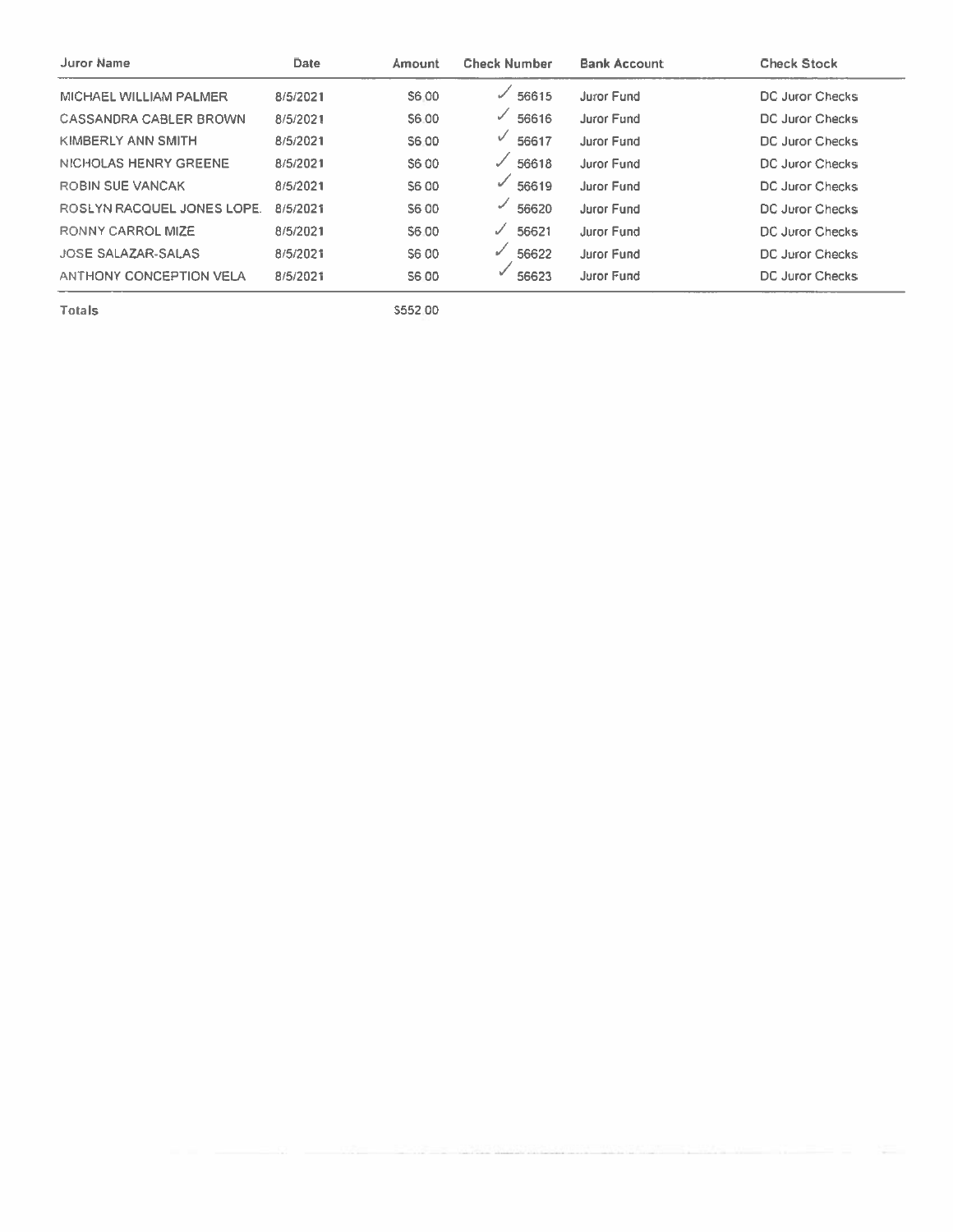| Juror Name | Date | Amount | Check Number | Bank Account | Check Stock |
|---|---|---|---|---|---|
| MICHAEL WILLIAM PALMER | 8/5/2021 | $6 00 | ✓ 56615 | Juror Fund | DC Juror Checks |
| CASSANDRA CABLER BROWN | 8/5/2021 | $6 00 | ✓ 56616 | Juror Fund | DC Juror Checks |
| KIMBERLY ANN SMITH | 8/5/2021 | $6 00 | ✓ 56617 | Juror Fund | DC Juror Checks |
| NICHOLAS HENRY GREENE | 8/5/2021 | $6 00 | ✓ 56618 | Juror Fund | DC Juror Checks |
| ROBIN SUE VANCAK | 8/5/2021 | $6 00 | ✓ 56619 | Juror Fund | DC Juror Checks |
| ROSLYN RACQUEL JONES LOPE. | 8/5/2021 | $6 00 | ✓ 56620 | Juror Fund | DC Juror Checks |
| RONNY CARROL MIZE | 8/5/2021 | $6 00 | ✓ 56621 | Juror Fund | DC Juror Checks |
| JOSE SALAZAR-SALAS | 8/5/2021 | $6 00 | ✓ 56622 | Juror Fund | DC Juror Checks |
| ANTHONY CONCEPTION VELA | 8/5/2021 | $6 00 | ✓ 56623 | Juror Fund | DC Juror Checks |
| **Totals** | | $552 00 | | | |